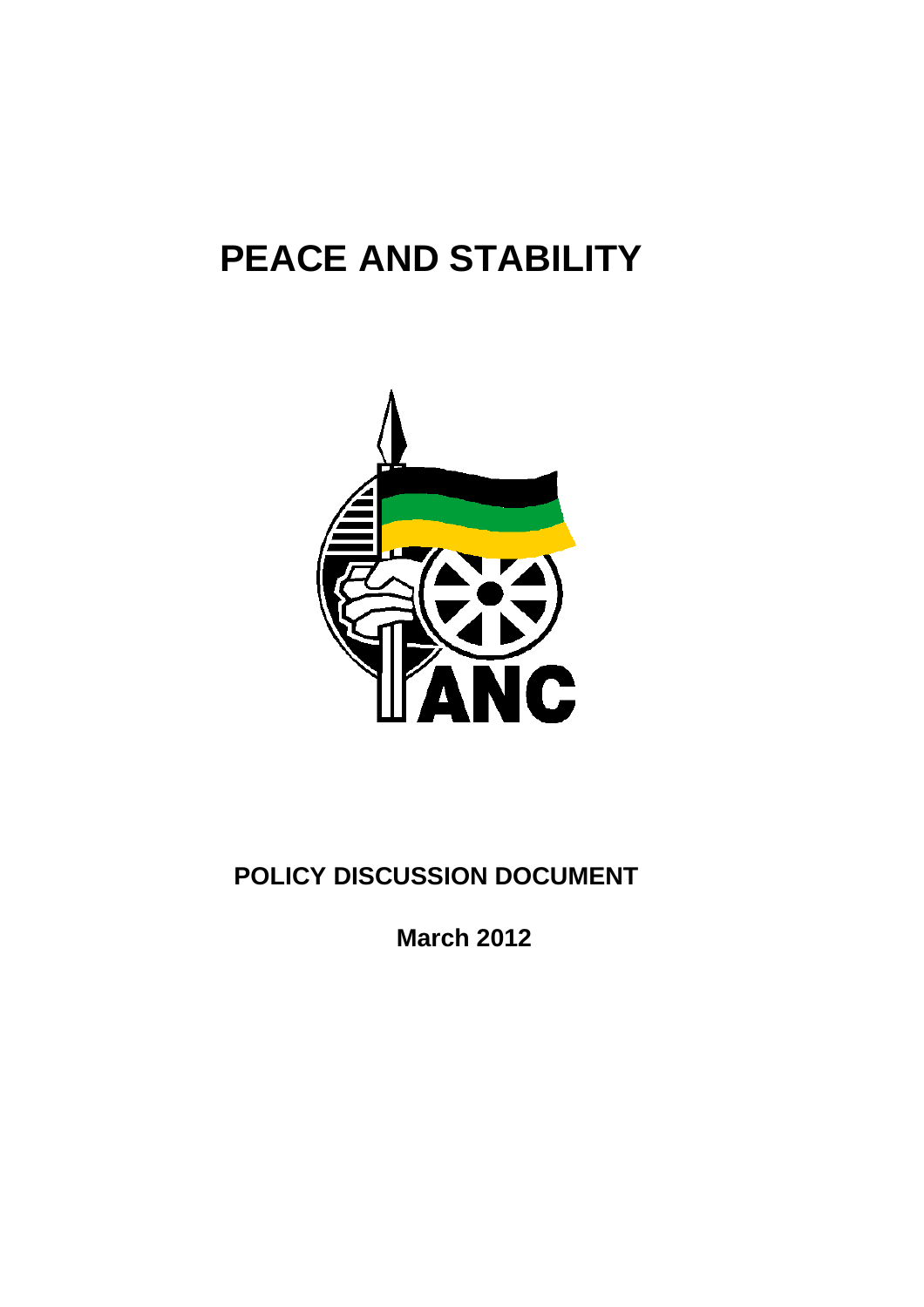# PEACE AND STABILITY

ANC

**POLICY DISCUSSION DOCUMENT**

**March 2012**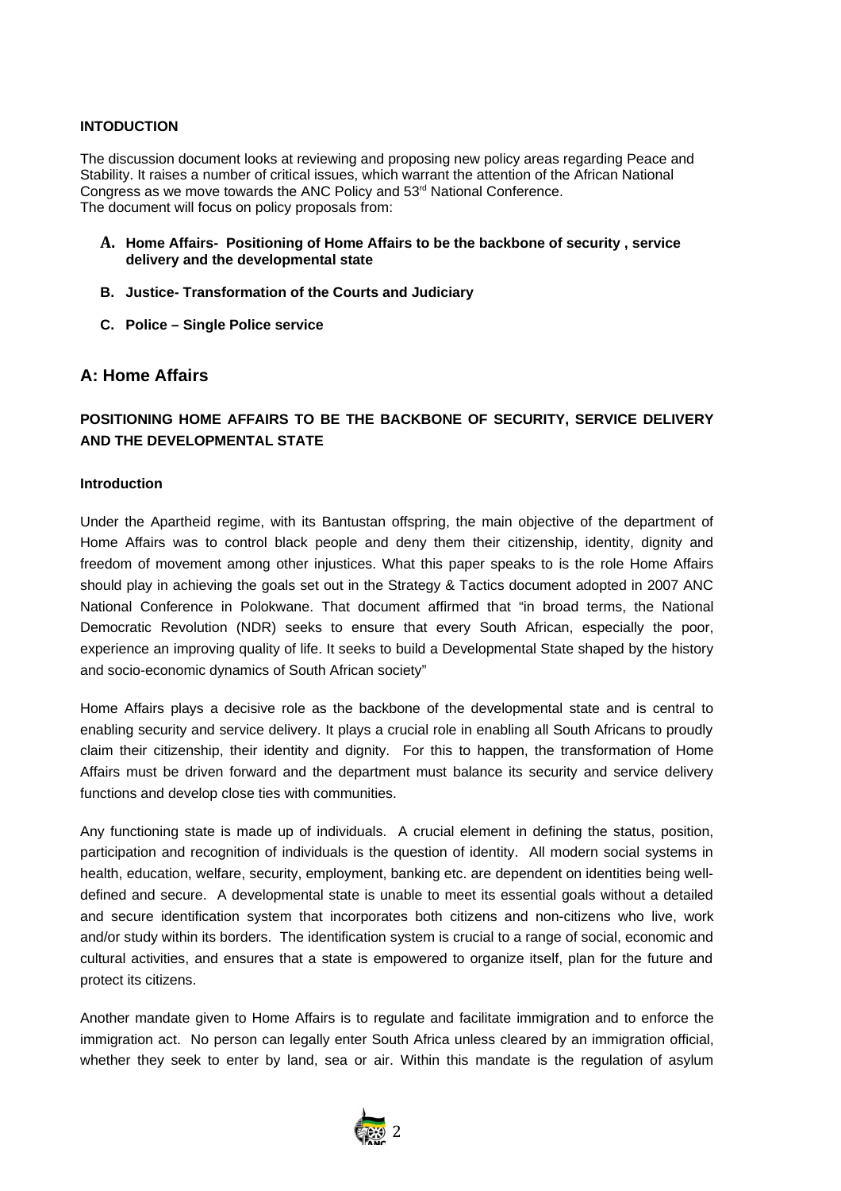**INTODUCTION**

The discussion document looks at reviewing and proposing new policy areas regarding Peace and Stability. It raises a number of critical issues, which warrant the attention of the African National Congress as we move towards the ANC Policy and 53rd National Conference.
The document will focus on policy proposals from:

**A. Home Affairs- Positioning of Home Affairs to be the backbone of security , service delivery and the developmental state**

**B. Justice- Transformation of the Courts and Judiciary**

**C. Police – Single Police service**

## A: Home Affairs

### POSITIONING HOME AFFAIRS TO BE THE BACKBONE OF SECURITY, SERVICE DELIVERY AND THE DEVELOPMENTAL STATE

**Introduction**

Under the Apartheid regime, with its Bantustan offspring, the main objective of the department of Home Affairs was to control black people and deny them their citizenship, identity, dignity and freedom of movement among other injustices. What this paper speaks to is the role Home Affairs should play in achieving the goals set out in the Strategy & Tactics document adopted in 2007 ANC National Conference in Polokwane. That document affirmed that "in broad terms, the National Democratic Revolution (NDR) seeks to ensure that every South African, especially the poor, experience an improving quality of life. It seeks to build a Developmental State shaped by the history and socio-economic dynamics of South African society"

Home Affairs plays a decisive role as the backbone of the developmental state and is central to enabling security and service delivery. It plays a crucial role in enabling all South Africans to proudly claim their citizenship, their identity and dignity. For this to happen, the transformation of Home Affairs must be driven forward and the department must balance its security and service delivery functions and develop close ties with communities.

Any functioning state is made up of individuals. A crucial element in defining the status, position, participation and recognition of individuals is the question of identity. All modern social systems in health, education, welfare, security, employment, banking etc. are dependent on identities being well-defined and secure. A developmental state is unable to meet its essential goals without a detailed and secure identification system that incorporates both citizens and non-citizens who live, work and/or study within its borders. The identification system is crucial to a range of social, economic and cultural activities, and ensures that a state is empowered to organize itself, plan for the future and protect its citizens.

Another mandate given to Home Affairs is to regulate and facilitate immigration and to enforce the immigration act. No person can legally enter South Africa unless cleared by an immigration official, whether they seek to enter by land, sea or air. Within this mandate is the regulation of asylum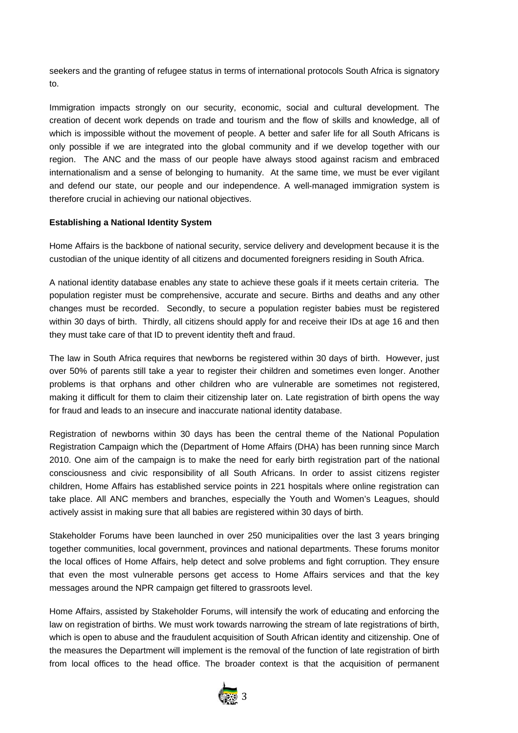seekers and the granting of refugee status in terms of international protocols South Africa is signatory to.

Immigration impacts strongly on our security, economic, social and cultural development. The creation of decent work depends on trade and tourism and the flow of skills and knowledge, all of which is impossible without the movement of people. A better and safer life for all South Africans is only possible if we are integrated into the global community and if we develop together with our region. The ANC and the mass of our people have always stood against racism and embraced internationalism and a sense of belonging to humanity. At the same time, we must be ever vigilant and defend our state, our people and our independence. A well-managed immigration system is therefore crucial in achieving our national objectives.

**Establishing a National Identity System**

Home Affairs is the backbone of national security, service delivery and development because it is the custodian of the unique identity of all citizens and documented foreigners residing in South Africa.

A national identity database enables any state to achieve these goals if it meets certain criteria. The population register must be comprehensive, accurate and secure. Births and deaths and any other changes must be recorded. Secondly, to secure a population register babies must be registered within 30 days of birth. Thirdly, all citizens should apply for and receive their IDs at age 16 and then they must take care of that ID to prevent identity theft and fraud.

The law in South Africa requires that newborns be registered within 30 days of birth. However, just over 50% of parents still take a year to register their children and sometimes even longer. Another problems is that orphans and other children who are vulnerable are sometimes not registered, making it difficult for them to claim their citizenship later on. Late registration of birth opens the way for fraud and leads to an insecure and inaccurate national identity database.

Registration of newborns within 30 days has been the central theme of the National Population Registration Campaign which the (Department of Home Affairs (DHA) has been running since March 2010. One aim of the campaign is to make the need for early birth registration part of the national consciousness and civic responsibility of all South Africans. In order to assist citizens register children, Home Affairs has established service points in 221 hospitals where online registration can take place. All ANC members and branches, especially the Youth and Women's Leagues, should actively assist in making sure that all babies are registered within 30 days of birth.

Stakeholder Forums have been launched in over 250 municipalities over the last 3 years bringing together communities, local government, provinces and national departments. These forums monitor the local offices of Home Affairs, help detect and solve problems and fight corruption. They ensure that even the most vulnerable persons get access to Home Affairs services and that the key messages around the NPR campaign get filtered to grassroots level.

Home Affairs, assisted by Stakeholder Forums, will intensify the work of educating and enforcing the law on registration of births. We must work towards narrowing the stream of late registrations of birth, which is open to abuse and the fraudulent acquisition of South African identity and citizenship. One of the measures the Department will implement is the removal of the function of late registration of birth from local offices to the head office. The broader context is that the acquisition of permanent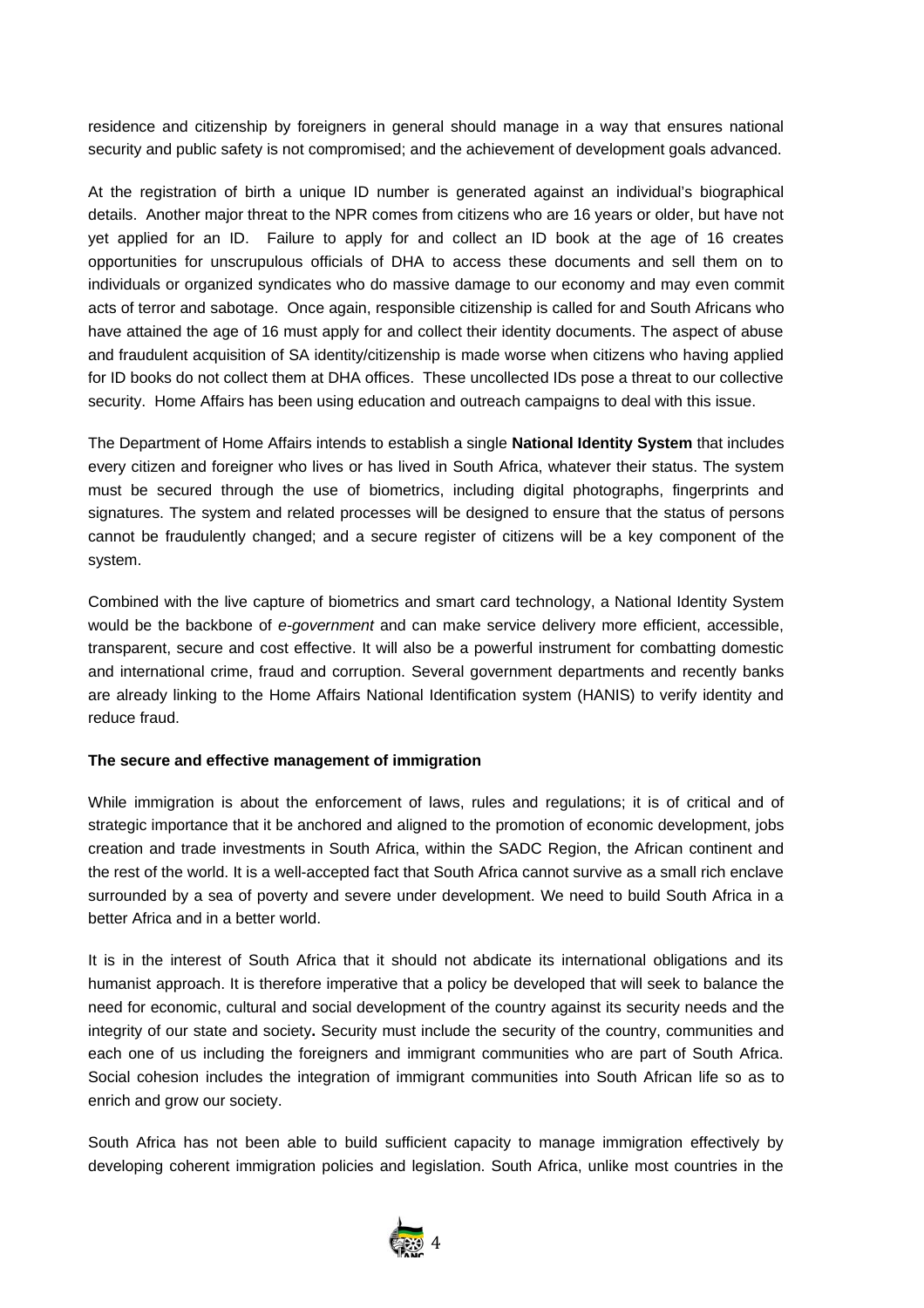residence and citizenship by foreigners in general should manage in a way that ensures national security and public safety is not compromised; and the achievement of development goals advanced.

At the registration of birth a unique ID number is generated against an individual's biographical details. Another major threat to the NPR comes from citizens who are 16 years or older, but have not yet applied for an ID. Failure to apply for and collect an ID book at the age of 16 creates opportunities for unscrupulous officials of DHA to access these documents and sell them on to individuals or organized syndicates who do massive damage to our economy and may even commit acts of terror and sabotage. Once again, responsible citizenship is called for and South Africans who have attained the age of 16 must apply for and collect their identity documents. The aspect of abuse and fraudulent acquisition of SA identity/citizenship is made worse when citizens who having applied for ID books do not collect them at DHA offices. These uncollected IDs pose a threat to our collective security. Home Affairs has been using education and outreach campaigns to deal with this issue.

The Department of Home Affairs intends to establish a single **National Identity System** that includes every citizen and foreigner who lives or has lived in South Africa, whatever their status. The system must be secured through the use of biometrics, including digital photographs, fingerprints and signatures. The system and related processes will be designed to ensure that the status of persons cannot be fraudulently changed; and a secure register of citizens will be a key component of the system.

Combined with the live capture of biometrics and smart card technology, a National Identity System would be the backbone of *e-government* and can make service delivery more efficient, accessible, transparent, secure and cost effective. It will also be a powerful instrument for combatting domestic and international crime, fraud and corruption. Several government departments and recently banks are already linking to the Home Affairs National Identification system (HANIS) to verify identity and reduce fraud.

**The secure and effective management of immigration**

While immigration is about the enforcement of laws, rules and regulations; it is of critical and of strategic importance that it be anchored and aligned to the promotion of economic development, jobs creation and trade investments in South Africa, within the SADC Region, the African continent and the rest of the world. It is a well-accepted fact that South Africa cannot survive as a small rich enclave surrounded by a sea of poverty and severe under development. We need to build South Africa in a better Africa and in a better world.

It is in the interest of South Africa that it should not abdicate its international obligations and its humanist approach. It is therefore imperative that a policy be developed that will seek to balance the need for economic, cultural and social development of the country against its security needs and the integrity of our state and society**.** Security must include the security of the country, communities and each one of us including the foreigners and immigrant communities who are part of South Africa. Social cohesion includes the integration of immigrant communities into South African life so as to enrich and grow our society.

South Africa has not been able to build sufficient capacity to manage immigration effectively by developing coherent immigration policies and legislation. South Africa, unlike most countries in the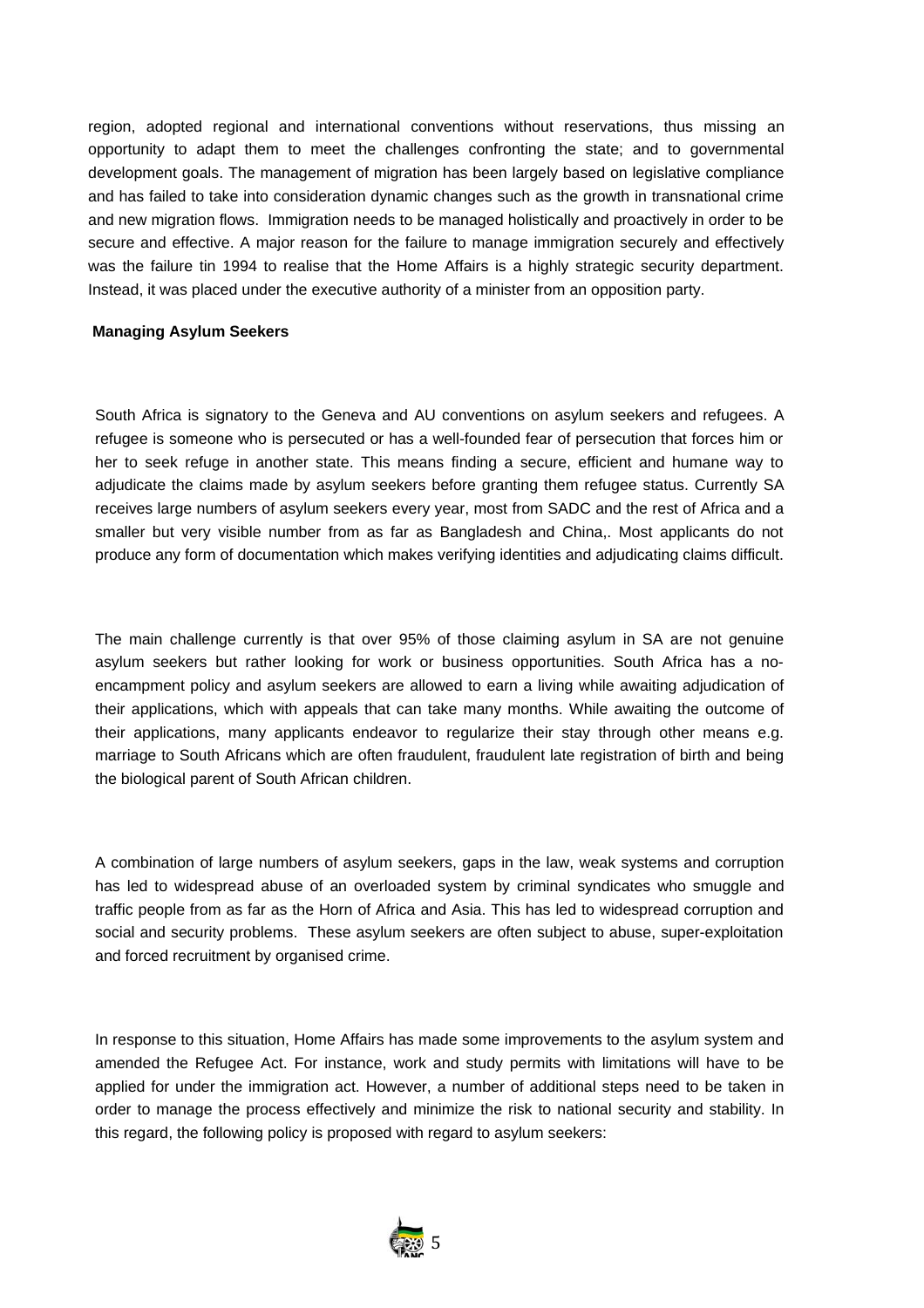region, adopted regional and international conventions without reservations, thus missing an opportunity to adapt them to meet the challenges confronting the state; and to governmental development goals. The management of migration has been largely based on legislative compliance and has failed to take into consideration dynamic changes such as the growth in transnational crime and new migration flows. Immigration needs to be managed holistically and proactively in order to be secure and effective. A major reason for the failure to manage immigration securely and effectively was the failure tin 1994 to realise that the Home Affairs is a highly strategic security department. Instead, it was placed under the executive authority of a minister from an opposition party.

**Managing Asylum Seekers**

South Africa is signatory to the Geneva and AU conventions on asylum seekers and refugees. A refugee is someone who is persecuted or has a well-founded fear of persecution that forces him or her to seek refuge in another state. This means finding a secure, efficient and humane way to adjudicate the claims made by asylum seekers before granting them refugee status. Currently SA receives large numbers of asylum seekers every year, most from SADC and the rest of Africa and a smaller but very visible number from as far as Bangladesh and China,. Most applicants do not produce any form of documentation which makes verifying identities and adjudicating claims difficult.

The main challenge currently is that over 95% of those claiming asylum in SA are not genuine asylum seekers but rather looking for work or business opportunities. South Africa has a no-encampment policy and asylum seekers are allowed to earn a living while awaiting adjudication of their applications, which with appeals that can take many months. While awaiting the outcome of their applications, many applicants endeavor to regularize their stay through other means e.g. marriage to South Africans which are often fraudulent, fraudulent late registration of birth and being the biological parent of South African children.

A combination of large numbers of asylum seekers, gaps in the law, weak systems and corruption has led to widespread abuse of an overloaded system by criminal syndicates who smuggle and traffic people from as far as the Horn of Africa and Asia. This has led to widespread corruption and social and security problems. These asylum seekers are often subject to abuse, super-exploitation and forced recruitment by organised crime.

In response to this situation, Home Affairs has made some improvements to the asylum system and amended the Refugee Act. For instance, work and study permits with limitations will have to be applied for under the immigration act. However, a number of additional steps need to be taken in order to manage the process effectively and minimize the risk to national security and stability. In this regard, the following policy is proposed with regard to asylum seekers: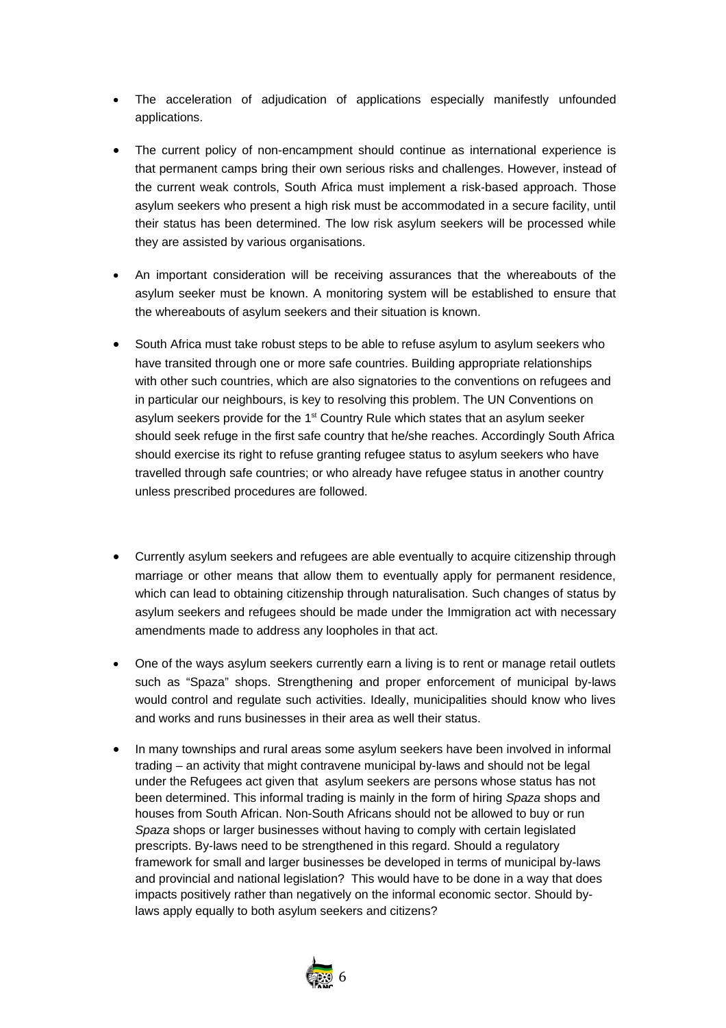- The acceleration of adjudication of applications especially manifestly unfounded applications.

- The current policy of non-encampment should continue as international experience is that permanent camps bring their own serious risks and challenges. However, instead of the current weak controls, South Africa must implement a risk-based approach. Those asylum seekers who present a high risk must be accommodated in a secure facility, until their status has been determined. The low risk asylum seekers will be processed while they are assisted by various organisations.

- An important consideration will be receiving assurances that the whereabouts of the asylum seeker must be known. A monitoring system will be established to ensure that the whereabouts of asylum seekers and their situation is known.

- South Africa must take robust steps to be able to refuse asylum to asylum seekers who have transited through one or more safe countries. Building appropriate relationships with other such countries, which are also signatories to the conventions on refugees and in particular our neighbours, is key to resolving this problem. The UN Conventions on asylum seekers provide for the 1st Country Rule which states that an asylum seeker should seek refuge in the first safe country that he/she reaches. Accordingly South Africa should exercise its right to refuse granting refugee status to asylum seekers who have travelled through safe countries; or who already have refugee status in another country unless prescribed procedures are followed.

- Currently asylum seekers and refugees are able eventually to acquire citizenship through marriage or other means that allow them to eventually apply for permanent residence, which can lead to obtaining citizenship through naturalisation. Such changes of status by asylum seekers and refugees should be made under the Immigration act with necessary amendments made to address any loopholes in that act.

- One of the ways asylum seekers currently earn a living is to rent or manage retail outlets such as "Spaza" shops. Strengthening and proper enforcement of municipal by-laws would control and regulate such activities. Ideally, municipalities should know who lives and works and runs businesses in their area as well their status.

- In many townships and rural areas some asylum seekers have been involved in informal trading – an activity that might contravene municipal by-laws and should not be legal under the Refugees act given that asylum seekers are persons whose status has not been determined. This informal trading is mainly in the form of hiring *Spaza* shops and houses from South African. Non-South Africans should not be allowed to buy or run *Spaza* shops or larger businesses without having to comply with certain legislated prescripts. By-laws need to be strengthened in this regard. Should a regulatory framework for small and larger businesses be developed in terms of municipal by-laws and provincial and national legislation? This would have to be done in a way that does impacts positively rather than negatively on the informal economic sector. Should by-laws apply equally to both asylum seekers and citizens?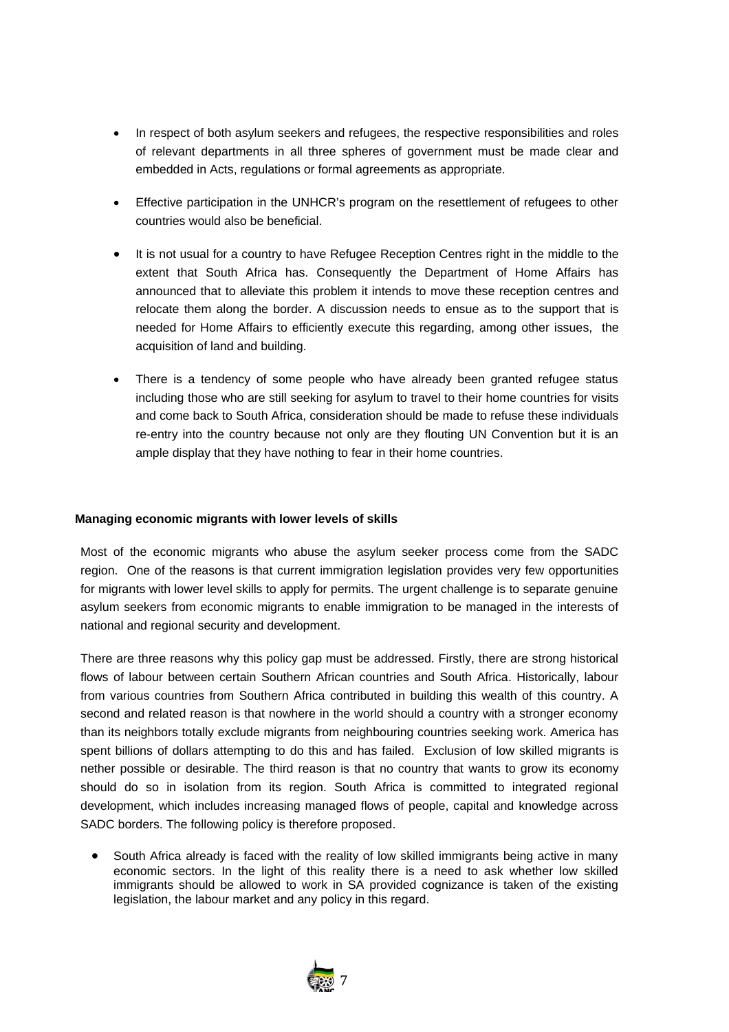- In respect of both asylum seekers and refugees, the respective responsibilities and roles of relevant departments in all three spheres of government must be made clear and embedded in Acts, regulations or formal agreements as appropriate.

- Effective participation in the UNHCR's program on the resettlement of refugees to other countries would also be beneficial.

- It is not usual for a country to have Refugee Reception Centres right in the middle to the extent that South Africa has. Consequently the Department of Home Affairs has announced that to alleviate this problem it intends to move these reception centres and relocate them along the border. A discussion needs to ensue as to the support that is needed for Home Affairs to efficiently execute this regarding, among other issues, the acquisition of land and building.

- There is a tendency of some people who have already been granted refugee status including those who are still seeking for asylum to travel to their home countries for visits and come back to South Africa, consideration should be made to refuse these individuals re-entry into the country because not only are they flouting UN Convention but it is an ample display that they have nothing to fear in their home countries.

**Managing economic migrants with lower levels of skills**

Most of the economic migrants who abuse the asylum seeker process come from the SADC region. One of the reasons is that current immigration legislation provides very few opportunities for migrants with lower level skills to apply for permits. The urgent challenge is to separate genuine asylum seekers from economic migrants to enable immigration to be managed in the interests of national and regional security and development.

There are three reasons why this policy gap must be addressed. Firstly, there are strong historical flows of labour between certain Southern African countries and South Africa. Historically, labour from various countries from Southern Africa contributed in building this wealth of this country. A second and related reason is that nowhere in the world should a country with a stronger economy than its neighbors totally exclude migrants from neighbouring countries seeking work. America has spent billions of dollars attempting to do this and has failed. Exclusion of low skilled migrants is nether possible or desirable. The third reason is that no country that wants to grow its economy should do so in isolation from its region. South Africa is committed to integrated regional development, which includes increasing managed flows of people, capital and knowledge across SADC borders. The following policy is therefore proposed.

- South Africa already is faced with the reality of low skilled immigrants being active in many economic sectors. In the light of this reality there is a need to ask whether low skilled immigrants should be allowed to work in SA provided cognizance is taken of the existing legislation, the labour market and any policy in this regard.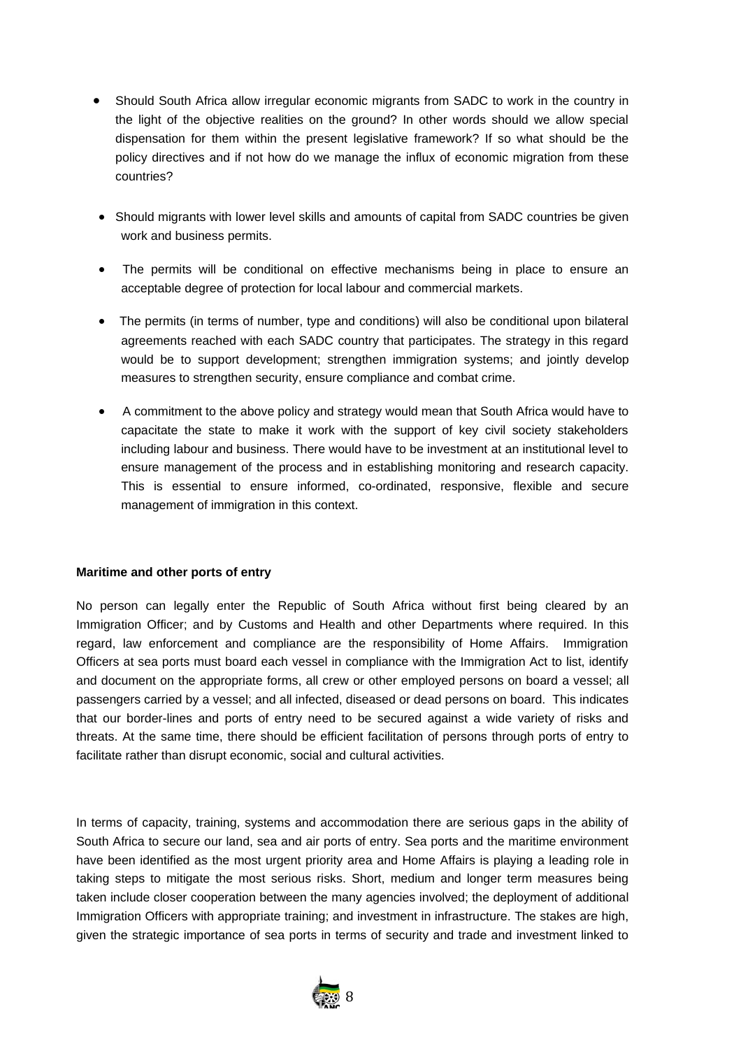- Should South Africa allow irregular economic migrants from SADC to work in the country in the light of the objective realities on the ground? In other words should we allow special dispensation for them within the present legislative framework? If so what should be the policy directives and if not how do we manage the influx of economic migration from these countries?

- Should migrants with lower level skills and amounts of capital from SADC countries be given work and business permits.

- The permits will be conditional on effective mechanisms being in place to ensure an acceptable degree of protection for local labour and commercial markets.

- The permits (in terms of number, type and conditions) will also be conditional upon bilateral agreements reached with each SADC country that participates. The strategy in this regard would be to support development; strengthen immigration systems; and jointly develop measures to strengthen security, ensure compliance and combat crime.

- A commitment to the above policy and strategy would mean that South Africa would have to capacitate the state to make it work with the support of key civil society stakeholders including labour and business. There would have to be investment at an institutional level to ensure management of the process and in establishing monitoring and research capacity. This is essential to ensure informed, co-ordinated, responsive, flexible and secure management of immigration in this context.

**Maritime and other ports of entry**

No person can legally enter the Republic of South Africa without first being cleared by an Immigration Officer; and by Customs and Health and other Departments where required. In this regard, law enforcement and compliance are the responsibility of Home Affairs. Immigration Officers at sea ports must board each vessel in compliance with the Immigration Act to list, identify and document on the appropriate forms, all crew or other employed persons on board a vessel; all passengers carried by a vessel; and all infected, diseased or dead persons on board. This indicates that our border-lines and ports of entry need to be secured against a wide variety of risks and threats. At the same time, there should be efficient facilitation of persons through ports of entry to facilitate rather than disrupt economic, social and cultural activities.

In terms of capacity, training, systems and accommodation there are serious gaps in the ability of South Africa to secure our land, sea and air ports of entry. Sea ports and the maritime environment have been identified as the most urgent priority area and Home Affairs is playing a leading role in taking steps to mitigate the most serious risks. Short, medium and longer term measures being taken include closer cooperation between the many agencies involved; the deployment of additional Immigration Officers with appropriate training; and investment in infrastructure. The stakes are high, given the strategic importance of sea ports in terms of security and trade and investment linked to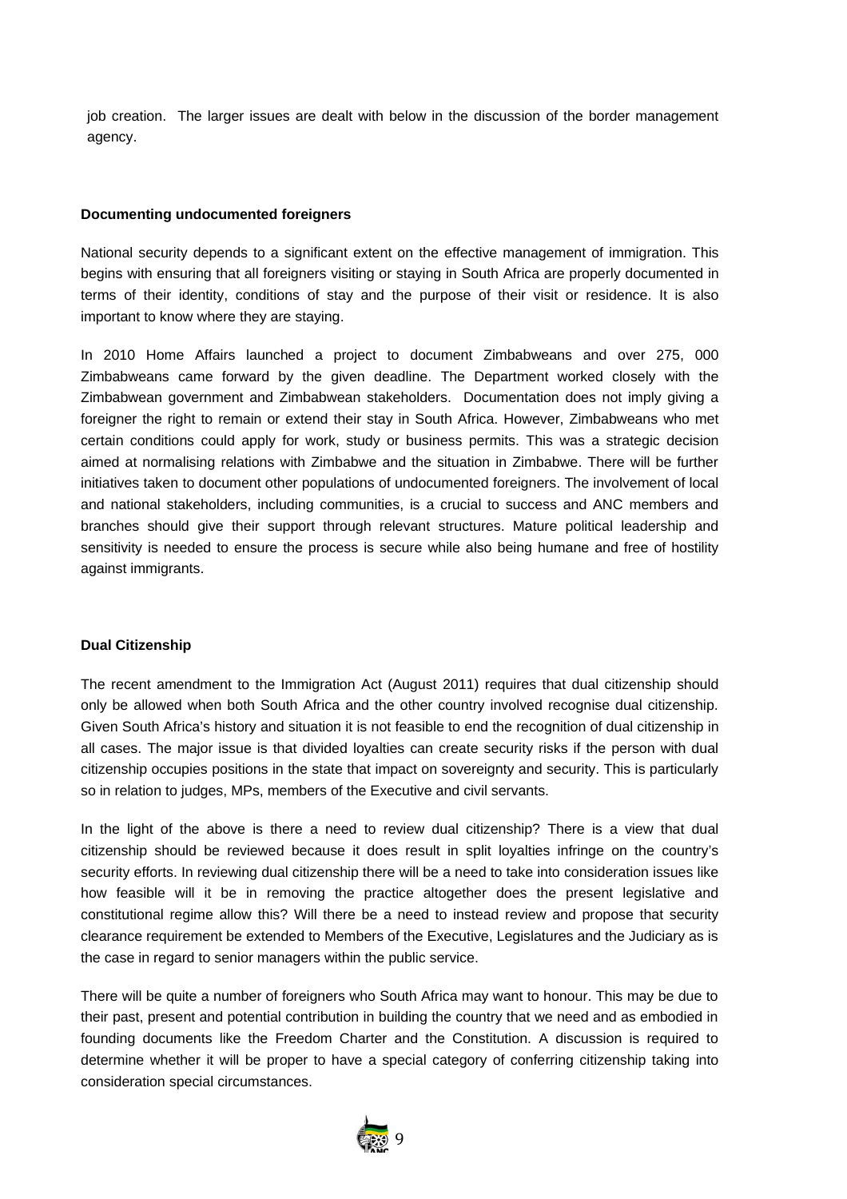job creation. The larger issues are dealt with below in the discussion of the border management agency.

**Documenting undocumented foreigners**

National security depends to a significant extent on the effective management of immigration. This begins with ensuring that all foreigners visiting or staying in South Africa are properly documented in terms of their identity, conditions of stay and the purpose of their visit or residence. It is also important to know where they are staying.

In 2010 Home Affairs launched a project to document Zimbabweans and over 275, 000 Zimbabweans came forward by the given deadline. The Department worked closely with the Zimbabwean government and Zimbabwean stakeholders. Documentation does not imply giving a foreigner the right to remain or extend their stay in South Africa. However, Zimbabweans who met certain conditions could apply for work, study or business permits. This was a strategic decision aimed at normalising relations with Zimbabwe and the situation in Zimbabwe. There will be further initiatives taken to document other populations of undocumented foreigners. The involvement of local and national stakeholders, including communities, is a crucial to success and ANC members and branches should give their support through relevant structures. Mature political leadership and sensitivity is needed to ensure the process is secure while also being humane and free of hostility against immigrants.

**Dual Citizenship**

The recent amendment to the Immigration Act (August 2011) requires that dual citizenship should only be allowed when both South Africa and the other country involved recognise dual citizenship. Given South Africa's history and situation it is not feasible to end the recognition of dual citizenship in all cases. The major issue is that divided loyalties can create security risks if the person with dual citizenship occupies positions in the state that impact on sovereignty and security. This is particularly so in relation to judges, MPs, members of the Executive and civil servants.

In the light of the above is there a need to review dual citizenship? There is a view that dual citizenship should be reviewed because it does result in split loyalties infringe on the country's security efforts. In reviewing dual citizenship there will be a need to take into consideration issues like how feasible will it be in removing the practice altogether does the present legislative and constitutional regime allow this? Will there be a need to instead review and propose that security clearance requirement be extended to Members of the Executive, Legislatures and the Judiciary as is the case in regard to senior managers within the public service.

There will be quite a number of foreigners who South Africa may want to honour. This may be due to their past, present and potential contribution in building the country that we need and as embodied in founding documents like the Freedom Charter and the Constitution. A discussion is required to determine whether it will be proper to have a special category of conferring citizenship taking into consideration special circumstances.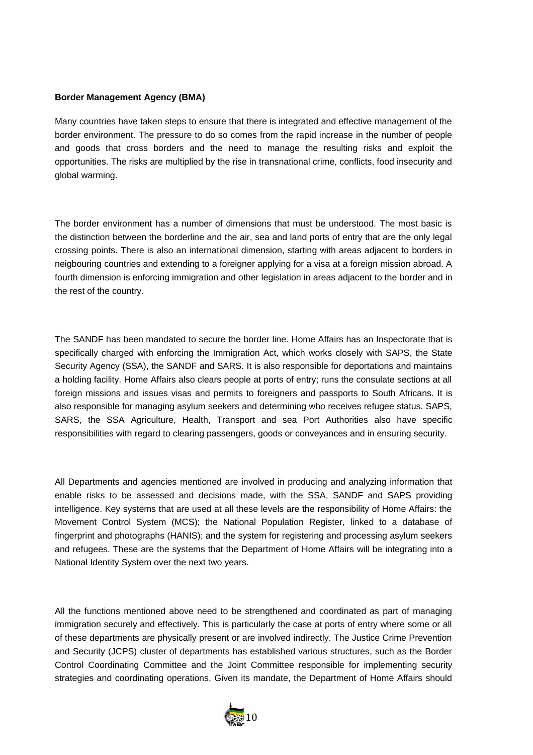**Border Management Agency (BMA)**

Many countries have taken steps to ensure that there is integrated and effective management of the border environment. The pressure to do so comes from the rapid increase in the number of people and goods that cross borders and the need to manage the resulting risks and exploit the opportunities. The risks are multiplied by the rise in transnational crime, conflicts, food insecurity and global warming.

The border environment has a number of dimensions that must be understood. The most basic is the distinction between the borderline and the air, sea and land ports of entry that are the only legal crossing points. There is also an international dimension, starting with areas adjacent to borders in neigbouring countries and extending to a foreigner applying for a visa at a foreign mission abroad. A fourth dimension is enforcing immigration and other legislation in areas adjacent to the border and in the rest of the country.

The SANDF has been mandated to secure the border line. Home Affairs has an Inspectorate that is specifically charged with enforcing the Immigration Act, which works closely with SAPS, the State Security Agency (SSA), the SANDF and SARS. It is also responsible for deportations and maintains a holding facility. Home Affairs also clears people at ports of entry; runs the consulate sections at all foreign missions and issues visas and permits to foreigners and passports to South Africans. It is also responsible for managing asylum seekers and determining who receives refugee status. SAPS, SARS, the SSA Agriculture, Health, Transport and sea Port Authorities also have specific responsibilities with regard to clearing passengers, goods or conveyances and in ensuring security.

All Departments and agencies mentioned are involved in producing and analyzing information that enable risks to be assessed and decisions made, with the SSA, SANDF and SAPS providing intelligence. Key systems that are used at all these levels are the responsibility of Home Affairs: the Movement Control System (MCS); the National Population Register, linked to a database of fingerprint and photographs (HANIS); and the system for registering and processing asylum seekers and refugees. These are the systems that the Department of Home Affairs will be integrating into a National Identity System over the next two years.

All the functions mentioned above need to be strengthened and coordinated as part of managing immigration securely and effectively. This is particularly the case at ports of entry where some or all of these departments are physically present or are involved indirectly. The Justice Crime Prevention and Security (JCPS) cluster of departments has established various structures, such as the Border Control Coordinating Committee and the Joint Committee responsible for implementing security strategies and coordinating operations. Given its mandate, the Department of Home Affairs should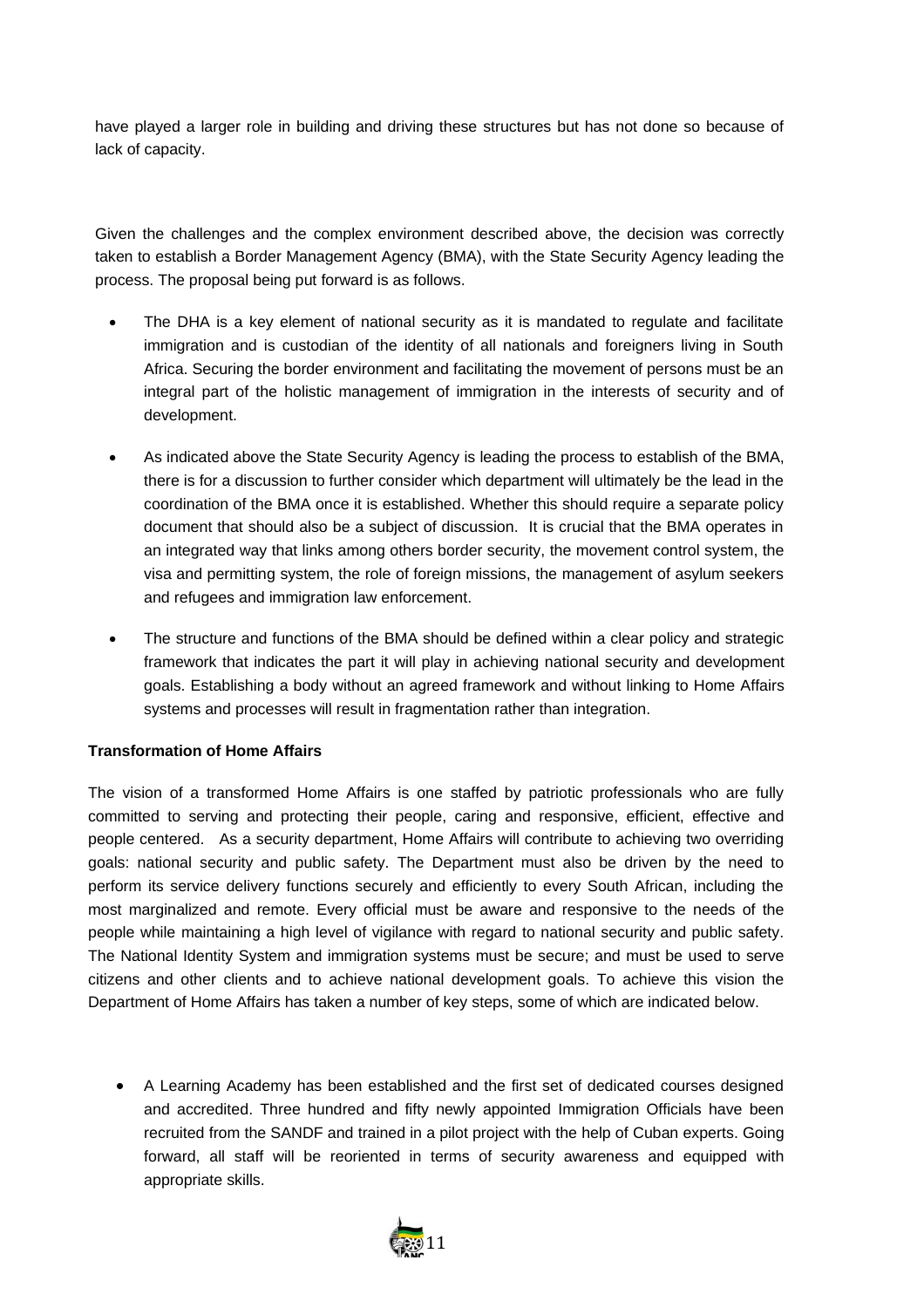have played a larger role in building and driving these structures but has not done so because of lack of capacity.

Given the challenges and the complex environment described above, the decision was correctly taken to establish a Border Management Agency (BMA), with the State Security Agency leading the process. The proposal being put forward is as follows.

- The DHA is a key element of national security as it is mandated to regulate and facilitate immigration and is custodian of the identity of all nationals and foreigners living in South Africa. Securing the border environment and facilitating the movement of persons must be an integral part of the holistic management of immigration in the interests of security and of development.
- As indicated above the State Security Agency is leading the process to establish of the BMA, there is for a discussion to further consider which department will ultimately be the lead in the coordination of the BMA once it is established. Whether this should require a separate policy document that should also be a subject of discussion. It is crucial that the BMA operates in an integrated way that links among others border security, the movement control system, the visa and permitting system, the role of foreign missions, the management of asylum seekers and refugees and immigration law enforcement.
- The structure and functions of the BMA should be defined within a clear policy and strategic framework that indicates the part it will play in achieving national security and development goals. Establishing a body without an agreed framework and without linking to Home Affairs systems and processes will result in fragmentation rather than integration.

**Transformation of Home Affairs**

The vision of a transformed Home Affairs is one staffed by patriotic professionals who are fully committed to serving and protecting their people, caring and responsive, efficient, effective and people centered. As a security department, Home Affairs will contribute to achieving two overriding goals: national security and public safety. The Department must also be driven by the need to perform its service delivery functions securely and efficiently to every South African, including the most marginalized and remote. Every official must be aware and responsive to the needs of the people while maintaining a high level of vigilance with regard to national security and public safety. The National Identity System and immigration systems must be secure; and must be used to serve citizens and other clients and to achieve national development goals. To achieve this vision the Department of Home Affairs has taken a number of key steps, some of which are indicated below.

- A Learning Academy has been established and the first set of dedicated courses designed and accredited. Three hundred and fifty newly appointed Immigration Officials have been recruited from the SANDF and trained in a pilot project with the help of Cuban experts. Going forward, all staff will be reoriented in terms of security awareness and equipped with appropriate skills.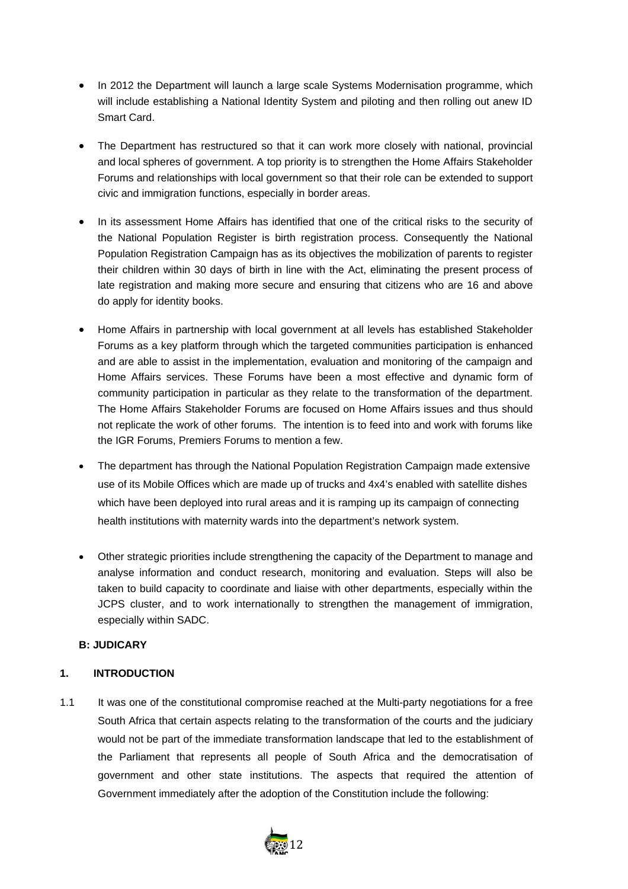- In 2012 the Department will launch a large scale Systems Modernisation programme, which will include establishing a National Identity System and piloting and then rolling out anew ID Smart Card.

- The Department has restructured so that it can work more closely with national, provincial and local spheres of government. A top priority is to strengthen the Home Affairs Stakeholder Forums and relationships with local government so that their role can be extended to support civic and immigration functions, especially in border areas.

- In its assessment Home Affairs has identified that one of the critical risks to the security of the National Population Register is birth registration process. Consequently the National Population Registration Campaign has as its objectives the mobilization of parents to register their children within 30 days of birth in line with the Act, eliminating the present process of late registration and making more secure and ensuring that citizens who are 16 and above do apply for identity books.

- Home Affairs in partnership with local government at all levels has established Stakeholder Forums as a key platform through which the targeted communities participation is enhanced and are able to assist in the implementation, evaluation and monitoring of the campaign and Home Affairs services. These Forums have been a most effective and dynamic form of community participation in particular as they relate to the transformation of the department. The Home Affairs Stakeholder Forums are focused on Home Affairs issues and thus should not replicate the work of other forums. The intention is to feed into and work with forums like the IGR Forums, Premiers Forums to mention a few.

- The department has through the National Population Registration Campaign made extensive use of its Mobile Offices which are made up of trucks and 4x4's enabled with satellite dishes which have been deployed into rural areas and it is ramping up its campaign of connecting health institutions with maternity wards into the department's network system.

- Other strategic priorities include strengthening the capacity of the Department to manage and analyse information and conduct research, monitoring and evaluation. Steps will also be taken to build capacity to coordinate and liaise with other departments, especially within the JCPS cluster, and to work internationally to strengthen the management of immigration, especially within SADC.

**B: JUDICARY**

**1. INTRODUCTION**

1.1 It was one of the constitutional compromise reached at the Multi-party negotiations for a free South Africa that certain aspects relating to the transformation of the courts and the judiciary would not be part of the immediate transformation landscape that led to the establishment of the Parliament that represents all people of South Africa and the democratisation of government and other state institutions. The aspects that required the attention of Government immediately after the adoption of the Constitution include the following: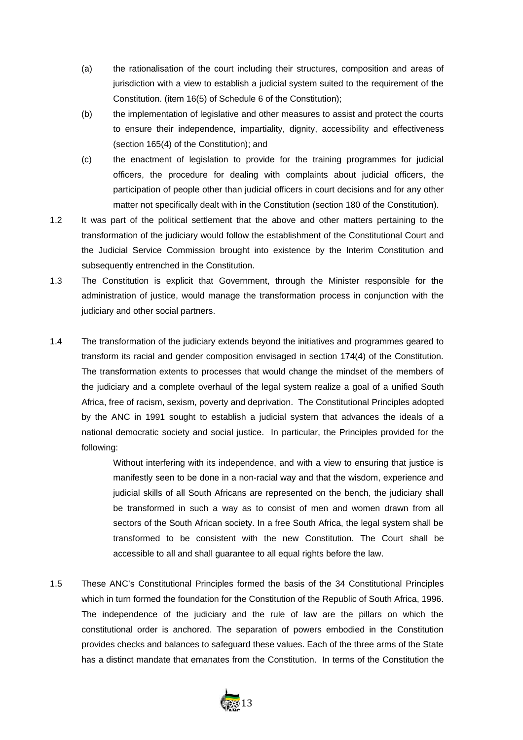(a) the rationalisation of the court including their structures, composition and areas of jurisdiction with a view to establish a judicial system suited to the requirement of the Constitution. (item 16(5) of Schedule 6 of the Constitution);

(b) the implementation of legislative and other measures to assist and protect the courts to ensure their independence, impartiality, dignity, accessibility and effectiveness (section 165(4) of the Constitution); and

(c) the enactment of legislation to provide for the training programmes for judicial officers, the procedure for dealing with complaints about judicial officers, the participation of people other than judicial officers in court decisions and for any other matter not specifically dealt with in the Constitution (section 180 of the Constitution).

1.2 It was part of the political settlement that the above and other matters pertaining to the transformation of the judiciary would follow the establishment of the Constitutional Court and the Judicial Service Commission brought into existence by the Interim Constitution and subsequently entrenched in the Constitution.

1.3 The Constitution is explicit that Government, through the Minister responsible for the administration of justice, would manage the transformation process in conjunction with the judiciary and other social partners.

1.4 The transformation of the judiciary extends beyond the initiatives and programmes geared to transform its racial and gender composition envisaged in section 174(4) of the Constitution. The transformation extents to processes that would change the mindset of the members of the judiciary and a complete overhaul of the legal system realize a goal of a unified South Africa, free of racism, sexism, poverty and deprivation. The Constitutional Principles adopted by the ANC in 1991 sought to establish a judicial system that advances the ideals of a national democratic society and social justice. In particular, the Principles provided for the following:

> Without interfering with its independence, and with a view to ensuring that justice is manifestly seen to be done in a non-racial way and that the wisdom, experience and judicial skills of all South Africans are represented on the bench, the judiciary shall be transformed in such a way as to consist of men and women drawn from all sectors of the South African society. In a free South Africa, the legal system shall be transformed to be consistent with the new Constitution. The Court shall be accessible to all and shall guarantee to all equal rights before the law.

1.5 These ANC's Constitutional Principles formed the basis of the 34 Constitutional Principles which in turn formed the foundation for the Constitution of the Republic of South Africa, 1996. The independence of the judiciary and the rule of law are the pillars on which the constitutional order is anchored. The separation of powers embodied in the Constitution provides checks and balances to safeguard these values. Each of the three arms of the State has a distinct mandate that emanates from the Constitution. In terms of the Constitution the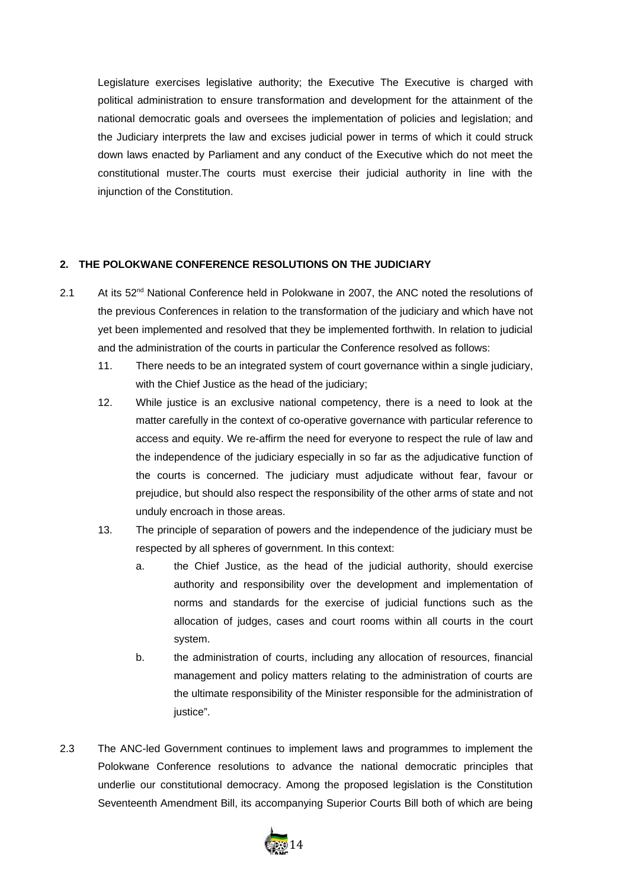Legislature exercises legislative authority; the Executive The Executive is charged with political administration to ensure transformation and development for the attainment of the national democratic goals and oversees the implementation of policies and legislation; and the Judiciary interprets the law and excises judicial power in terms of which it could struck down laws enacted by Parliament and any conduct of the Executive which do not meet the constitutional muster.The courts must exercise their judicial authority in line with the injunction of the Constitution.

**2. THE POLOKWANE CONFERENCE RESOLUTIONS ON THE JUDICIARY**

2.1 At its 52[nd] National Conference held in Polokwane in 2007, the ANC noted the resolutions of the previous Conferences in relation to the transformation of the judiciary and which have not yet been implemented and resolved that they be implemented forthwith. In relation to judicial and the administration of the courts in particular the Conference resolved as follows:

11. There needs to be an integrated system of court governance within a single judiciary, with the Chief Justice as the head of the judiciary;

12. While justice is an exclusive national competency, there is a need to look at the matter carefully in the context of co-operative governance with particular reference to access and equity. We re-affirm the need for everyone to respect the rule of law and the independence of the judiciary especially in so far as the adjudicative function of the courts is concerned. The judiciary must adjudicate without fear, favour or prejudice, but should also respect the responsibility of the other arms of state and not unduly encroach in those areas.

13. The principle of separation of powers and the independence of the judiciary must be respected by all spheres of government. In this context:

    a. the Chief Justice, as the head of the judicial authority, should exercise authority and responsibility over the development and implementation of norms and standards for the exercise of judicial functions such as the allocation of judges, cases and court rooms within all courts in the court system.

    b. the administration of courts, including any allocation of resources, financial management and policy matters relating to the administration of courts are the ultimate responsibility of the Minister responsible for the administration of justice".

2.3 The ANC-led Government continues to implement laws and programmes to implement the Polokwane Conference resolutions to advance the national democratic principles that underlie our constitutional democracy. Among the proposed legislation is the Constitution Seventeenth Amendment Bill, its accompanying Superior Courts Bill both of which are being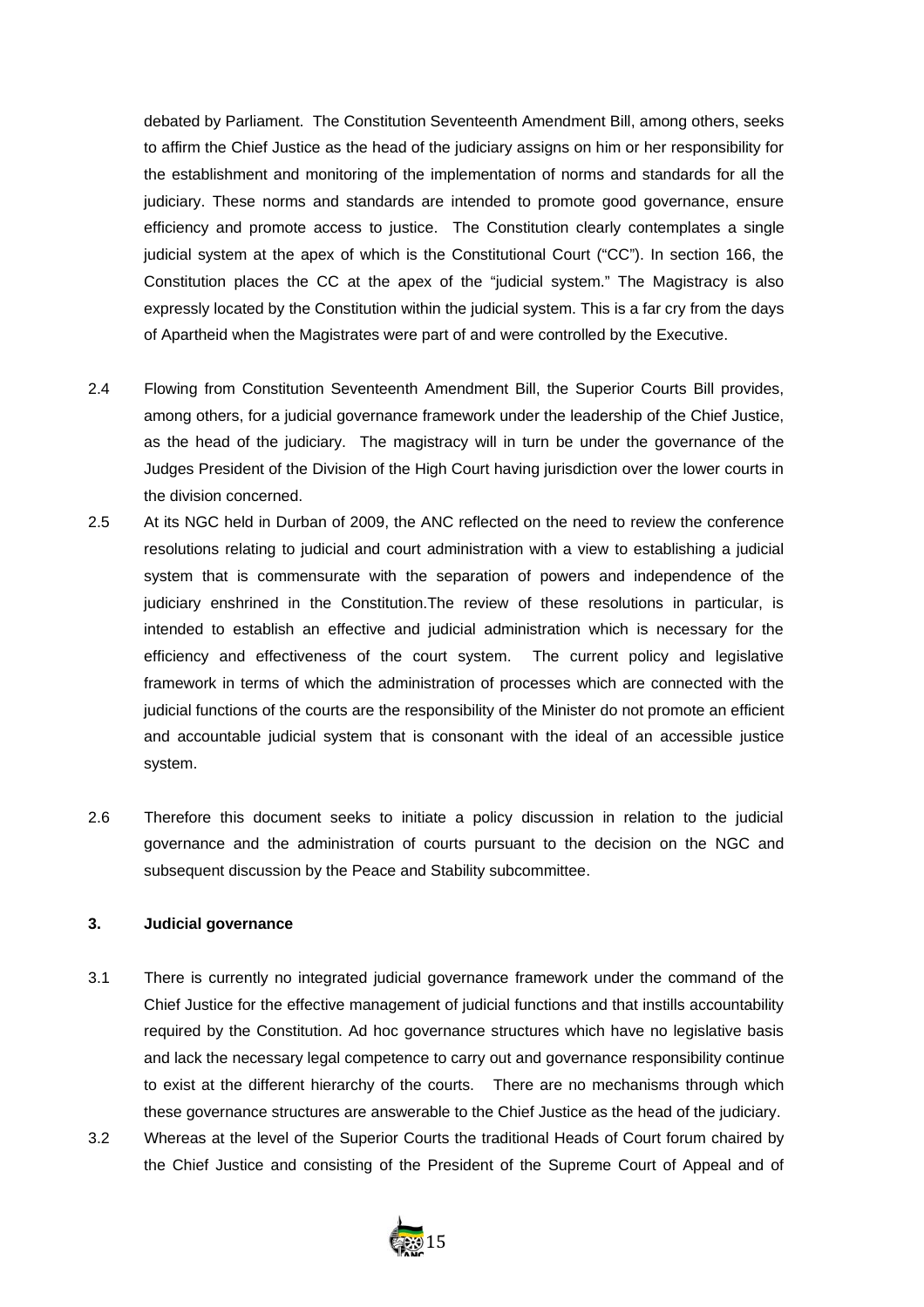debated by Parliament. The Constitution Seventeenth Amendment Bill, among others, seeks to affirm the Chief Justice as the head of the judiciary assigns on him or her responsibility for the establishment and monitoring of the implementation of norms and standards for all the judiciary. These norms and standards are intended to promote good governance, ensure efficiency and promote access to justice. The Constitution clearly contemplates a single judicial system at the apex of which is the Constitutional Court ("CC"). In section 166, the Constitution places the CC at the apex of the "judicial system." The Magistracy is also expressly located by the Constitution within the judicial system. This is a far cry from the days of Apartheid when the Magistrates were part of and were controlled by the Executive.

2.4 Flowing from Constitution Seventeenth Amendment Bill, the Superior Courts Bill provides, among others, for a judicial governance framework under the leadership of the Chief Justice, as the head of the judiciary. The magistracy will in turn be under the governance of the Judges President of the Division of the High Court having jurisdiction over the lower courts in the division concerned.

2.5 At its NGC held in Durban of 2009, the ANC reflected on the need to review the conference resolutions relating to judicial and court administration with a view to establishing a judicial system that is commensurate with the separation of powers and independence of the judiciary enshrined in the Constitution.The review of these resolutions in particular, is intended to establish an effective and judicial administration which is necessary for the efficiency and effectiveness of the court system. The current policy and legislative framework in terms of which the administration of processes which are connected with the judicial functions of the courts are the responsibility of the Minister do not promote an efficient and accountable judicial system that is consonant with the ideal of an accessible justice system.

2.6 Therefore this document seeks to initiate a policy discussion in relation to the judicial governance and the administration of courts pursuant to the decision on the NGC and subsequent discussion by the Peace and Stability subcommittee.

### 3. Judicial governance

3.1 There is currently no integrated judicial governance framework under the command of the Chief Justice for the effective management of judicial functions and that instills accountability required by the Constitution. Ad hoc governance structures which have no legislative basis and lack the necessary legal competence to carry out and governance responsibility continue to exist at the different hierarchy of the courts. There are no mechanisms through which these governance structures are answerable to the Chief Justice as the head of the judiciary.

3.2 Whereas at the level of the Superior Courts the traditional Heads of Court forum chaired by the Chief Justice and consisting of the President of the Supreme Court of Appeal and of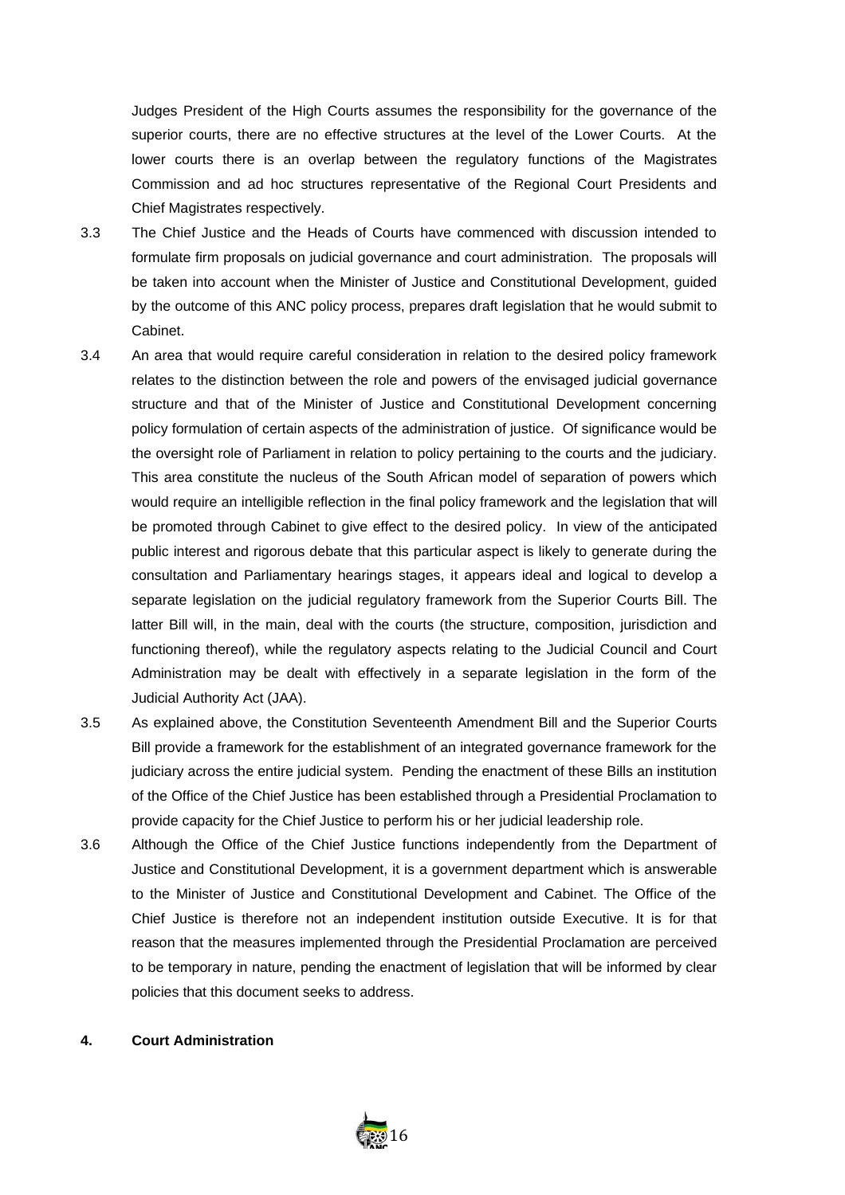Judges President of the High Courts assumes the responsibility for the governance of the superior courts, there are no effective structures at the level of the Lower Courts. At the lower courts there is an overlap between the regulatory functions of the Magistrates Commission and ad hoc structures representative of the Regional Court Presidents and Chief Magistrates respectively.

3.3 The Chief Justice and the Heads of Courts have commenced with discussion intended to formulate firm proposals on judicial governance and court administration. The proposals will be taken into account when the Minister of Justice and Constitutional Development, guided by the outcome of this ANC policy process, prepares draft legislation that he would submit to Cabinet.

3.4 An area that would require careful consideration in relation to the desired policy framework relates to the distinction between the role and powers of the envisaged judicial governance structure and that of the Minister of Justice and Constitutional Development concerning policy formulation of certain aspects of the administration of justice. Of significance would be the oversight role of Parliament in relation to policy pertaining to the courts and the judiciary. This area constitute the nucleus of the South African model of separation of powers which would require an intelligible reflection in the final policy framework and the legislation that will be promoted through Cabinet to give effect to the desired policy. In view of the anticipated public interest and rigorous debate that this particular aspect is likely to generate during the consultation and Parliamentary hearings stages, it appears ideal and logical to develop a separate legislation on the judicial regulatory framework from the Superior Courts Bill. The latter Bill will, in the main, deal with the courts (the structure, composition, jurisdiction and functioning thereof), while the regulatory aspects relating to the Judicial Council and Court Administration may be dealt with effectively in a separate legislation in the form of the Judicial Authority Act (JAA).

3.5 As explained above, the Constitution Seventeenth Amendment Bill and the Superior Courts Bill provide a framework for the establishment of an integrated governance framework for the judiciary across the entire judicial system. Pending the enactment of these Bills an institution of the Office of the Chief Justice has been established through a Presidential Proclamation to provide capacity for the Chief Justice to perform his or her judicial leadership role.

3.6 Although the Office of the Chief Justice functions independently from the Department of Justice and Constitutional Development, it is a government department which is answerable to the Minister of Justice and Constitutional Development and Cabinet. The Office of the Chief Justice is therefore not an independent institution outside Executive. It is for that reason that the measures implemented through the Presidential Proclamation are perceived to be temporary in nature, pending the enactment of legislation that will be informed by clear policies that this document seeks to address.

**4. Court Administration**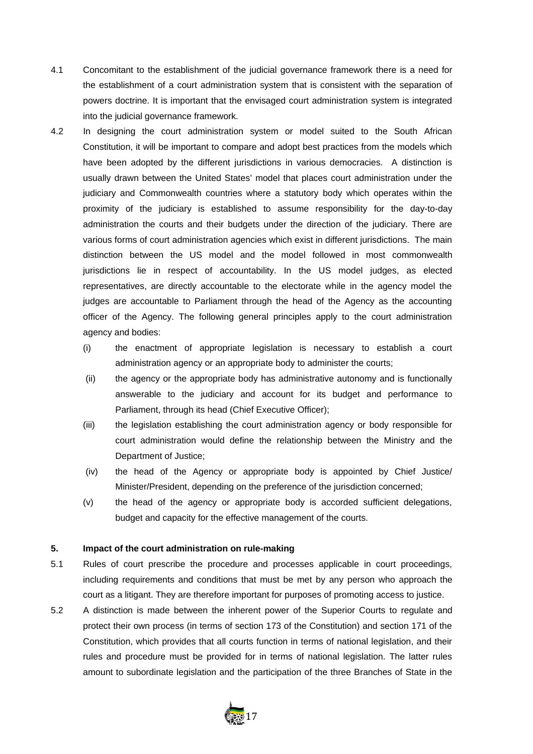4.1 Concomitant to the establishment of the judicial governance framework there is a need for the establishment of a court administration system that is consistent with the separation of powers doctrine. It is important that the envisaged court administration system is integrated into the judicial governance framework.

4.2 In designing the court administration system or model suited to the South African Constitution, it will be important to compare and adopt best practices from the models which have been adopted by the different jurisdictions in various democracies. A distinction is usually drawn between the United States' model that places court administration under the judiciary and Commonwealth countries where a statutory body which operates within the proximity of the judiciary is established to assume responsibility for the day-to-day administration the courts and their budgets under the direction of the judiciary. There are various forms of court administration agencies which exist in different jurisdictions. The main distinction between the US model and the model followed in most commonwealth jurisdictions lie in respect of accountability. In the US model judges, as elected representatives, are directly accountable to the electorate while in the agency model the judges are accountable to Parliament through the head of the Agency as the accounting officer of the Agency. The following general principles apply to the court administration agency and bodies:

(i) the enactment of appropriate legislation is necessary to establish a court administration agency or an appropriate body to administer the courts;

(ii) the agency or the appropriate body has administrative autonomy and is functionally answerable to the judiciary and account for its budget and performance to Parliament, through its head (Chief Executive Officer);

(iii) the legislation establishing the court administration agency or body responsible for court administration would define the relationship between the Ministry and the Department of Justice;

(iv) the head of the Agency or appropriate body is appointed by Chief Justice/ Minister/President, depending on the preference of the jurisdiction concerned;

(v) the head of the agency or appropriate body is accorded sufficient delegations, budget and capacity for the effective management of the courts.

**5. Impact of the court administration on rule-making**

5.1 Rules of court prescribe the procedure and processes applicable in court proceedings, including requirements and conditions that must be met by any person who approach the court as a litigant. They are therefore important for purposes of promoting access to justice.

5.2 A distinction is made between the inherent power of the Superior Courts to regulate and protect their own process (in terms of section 173 of the Constitution) and section 171 of the Constitution, which provides that all courts function in terms of national legislation, and their rules and procedure must be provided for in terms of national legislation. The latter rules amount to subordinate legislation and the participation of the three Branches of State in the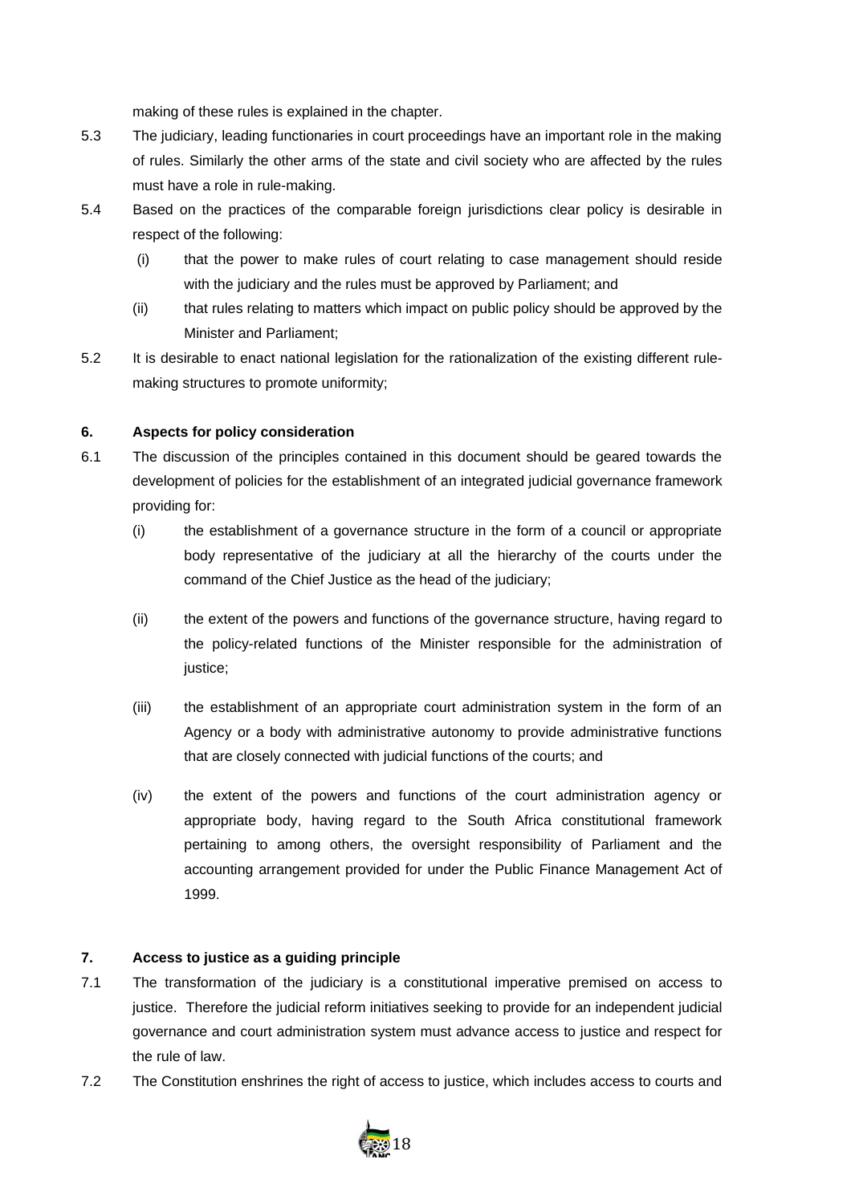making of these rules is explained in the chapter.

5.3 The judiciary, leading functionaries in court proceedings have an important role in the making of rules. Similarly the other arms of the state and civil society who are affected by the rules must have a role in rule-making.

5.4 Based on the practices of the comparable foreign jurisdictions clear policy is desirable in respect of the following:

  (i) that the power to make rules of court relating to case management should reside with the judiciary and the rules must be approved by Parliament; and

  (ii) that rules relating to matters which impact on public policy should be approved by the Minister and Parliament;

5.2 It is desirable to enact national legislation for the rationalization of the existing different rule-making structures to promote uniformity;

## 6. Aspects for policy consideration

6.1 The discussion of the principles contained in this document should be geared towards the development of policies for the establishment of an integrated judicial governance framework providing for:

  (i) the establishment of a governance structure in the form of a council or appropriate body representative of the judiciary at all the hierarchy of the courts under the command of the Chief Justice as the head of the judiciary;

  (ii) the extent of the powers and functions of the governance structure, having regard to the policy-related functions of the Minister responsible for the administration of justice;

  (iii) the establishment of an appropriate court administration system in the form of an Agency or a body with administrative autonomy to provide administrative functions that are closely connected with judicial functions of the courts; and

  (iv) the extent of the powers and functions of the court administration agency or appropriate body, having regard to the South Africa constitutional framework pertaining to among others, the oversight responsibility of Parliament and the accounting arrangement provided for under the Public Finance Management Act of 1999.

## 7. Access to justice as a guiding principle

7.1 The transformation of the judiciary is a constitutional imperative premised on access to justice. Therefore the judicial reform initiatives seeking to provide for an independent judicial governance and court administration system must advance access to justice and respect for the rule of law.

7.2 The Constitution enshrines the right of access to justice, which includes access to courts and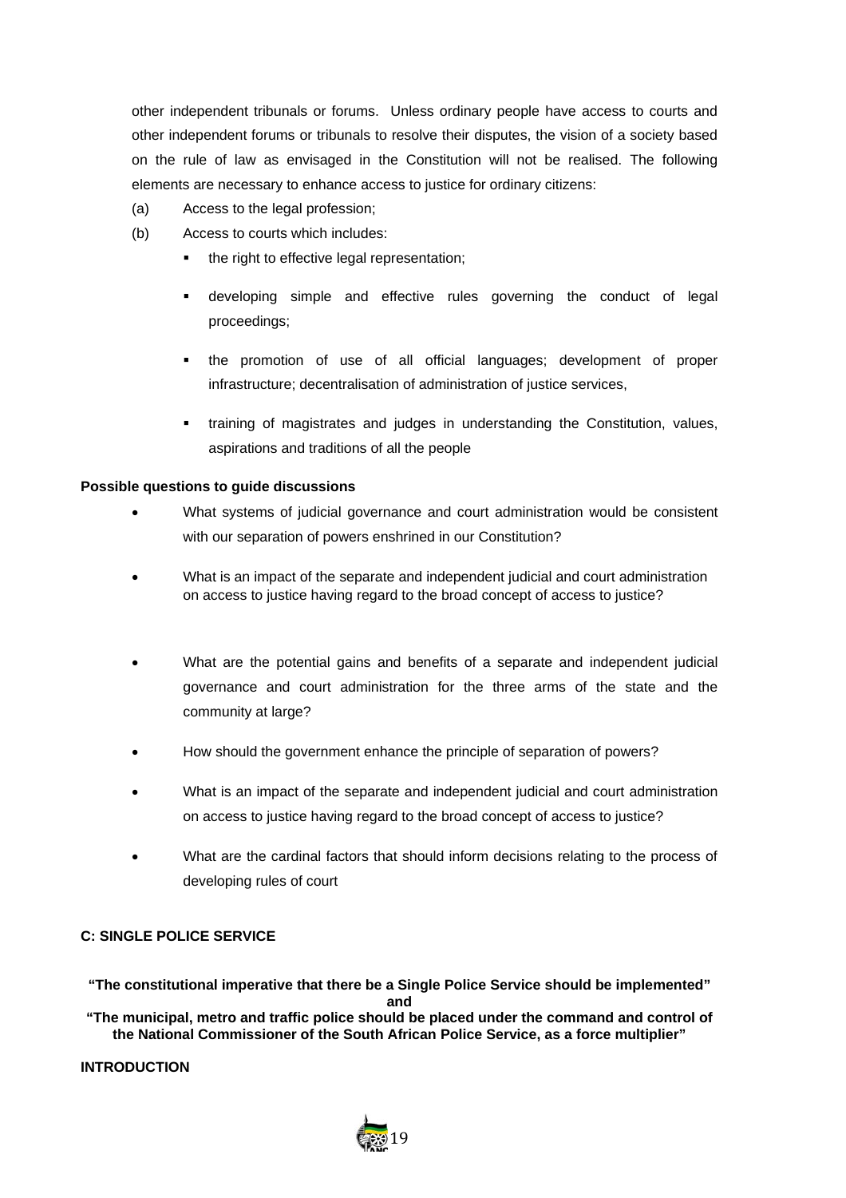other independent tribunals or forums. Unless ordinary people have access to courts and other independent forums or tribunals to resolve their disputes, the vision of a society based on the rule of law as envisaged in the Constitution will not be realised. The following elements are necessary to enhance access to justice for ordinary citizens:

(a) Access to the legal profession;

(b) Access to courts which includes:

- the right to effective legal representation;
- developing simple and effective rules governing the conduct of legal proceedings;
- the promotion of use of all official languages; development of proper infrastructure; decentralisation of administration of justice services,
- training of magistrates and judges in understanding the Constitution, values, aspirations and traditions of all the people

**Possible questions to guide discussions**

- What systems of judicial governance and court administration would be consistent with our separation of powers enshrined in our Constitution?
- What is an impact of the separate and independent judicial and court administration on access to justice having regard to the broad concept of access to justice?
- What are the potential gains and benefits of a separate and independent judicial governance and court administration for the three arms of the state and the community at large?
- How should the government enhance the principle of separation of powers?
- What is an impact of the separate and independent judicial and court administration on access to justice having regard to the broad concept of access to justice?
- What are the cardinal factors that should inform decisions relating to the process of developing rules of court

## C: SINGLE POLICE SERVICE

**"The constitutional imperative that there be a Single Police Service should be implemented"**
**and**
**"The municipal, metro and traffic police should be placed under the command and control of the National Commissioner of the South African Police Service, as a force multiplier"**

**INTRODUCTION**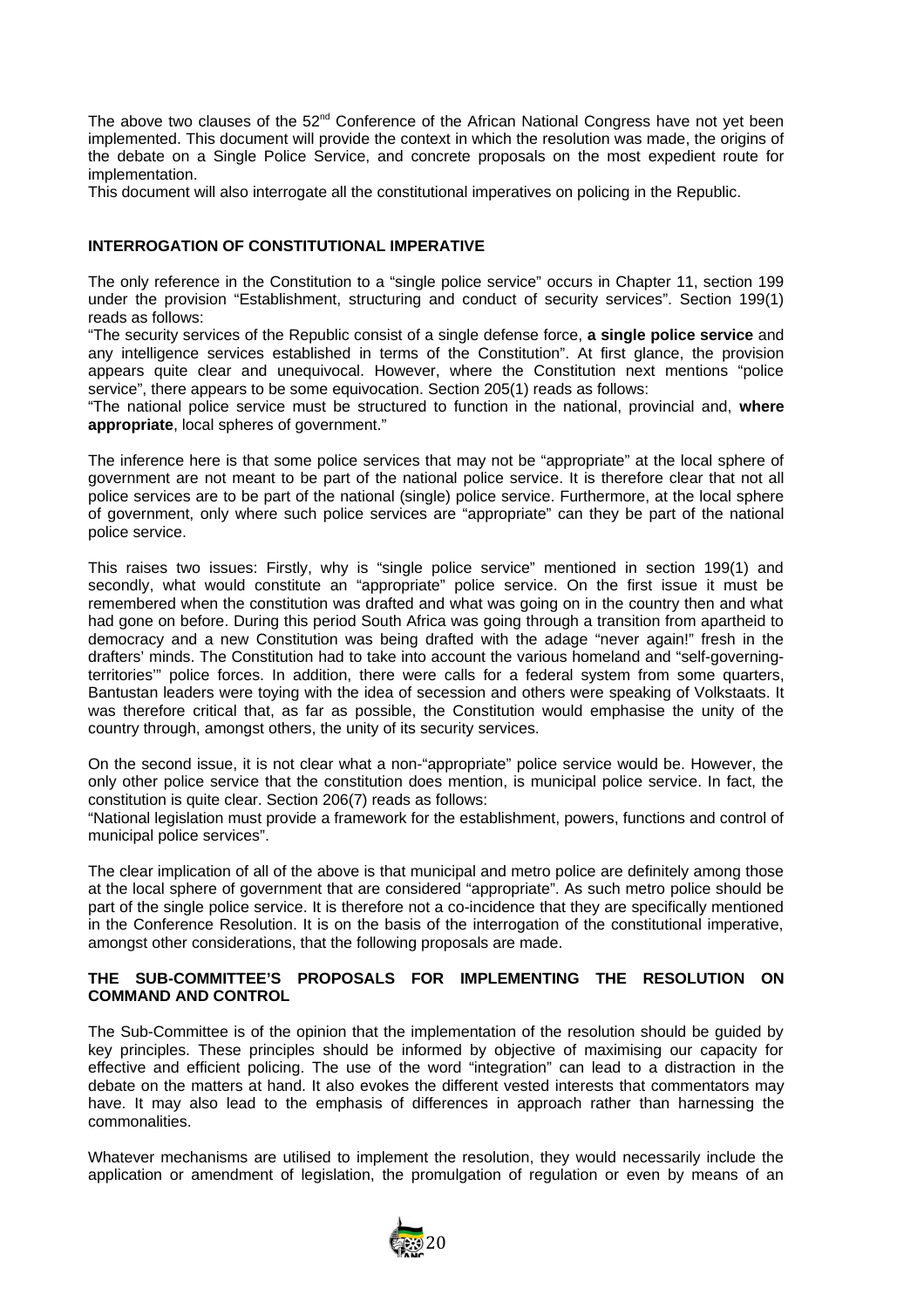The above two clauses of the 52nd Conference of the African National Congress have not yet been implemented. This document will provide the context in which the resolution was made, the origins of the debate on a Single Police Service, and concrete proposals on the most expedient route for implementation.

This document will also interrogate all the constitutional imperatives on policing in the Republic.

**INTERROGATION OF CONSTITUTIONAL IMPERATIVE**

The only reference in the Constitution to a "single police service" occurs in Chapter 11, section 199 under the provision "Establishment, structuring and conduct of security services". Section 199(1) reads as follows:

"The security services of the Republic consist of a single defense force, **a single police service** and any intelligence services established in terms of the Constitution". At first glance, the provision appears quite clear and unequivocal. However, where the Constitution next mentions "police service", there appears to be some equivocation. Section 205(1) reads as follows:

"The national police service must be structured to function in the national, provincial and, **where appropriate**, local spheres of government."

The inference here is that some police services that may not be "appropriate" at the local sphere of government are not meant to be part of the national police service. It is therefore clear that not all police services are to be part of the national (single) police service. Furthermore, at the local sphere of government, only where such police services are "appropriate" can they be part of the national police service.

This raises two issues: Firstly, why is "single police service" mentioned in section 199(1) and secondly, what would constitute an "appropriate" police service. On the first issue it must be remembered when the constitution was drafted and what was going on in the country then and what had gone on before. During this period South Africa was going through a transition from apartheid to democracy and a new Constitution was being drafted with the adage "never again!" fresh in the drafters' minds. The Constitution had to take into account the various homeland and "self-governing-territories'" police forces. In addition, there were calls for a federal system from some quarters, Bantustan leaders were toying with the idea of secession and others were speaking of Volkstaats. It was therefore critical that, as far as possible, the Constitution would emphasise the unity of the country through, amongst others, the unity of its security services.

On the second issue, it is not clear what a non-"appropriate" police service would be. However, the only other police service that the constitution does mention, is municipal police service. In fact, the constitution is quite clear. Section 206(7) reads as follows:

"National legislation must provide a framework for the establishment, powers, functions and control of municipal police services".

The clear implication of all of the above is that municipal and metro police are definitely among those at the local sphere of government that are considered "appropriate". As such metro police should be part of the single police service. It is therefore not a co-incidence that they are specifically mentioned in the Conference Resolution. It is on the basis of the interrogation of the constitutional imperative, amongst other considerations, that the following proposals are made.

**THE SUB-COMMITTEE'S PROPOSALS FOR IMPLEMENTING THE RESOLUTION ON COMMAND AND CONTROL**

The Sub-Committee is of the opinion that the implementation of the resolution should be guided by key principles. These principles should be informed by objective of maximising our capacity for effective and efficient policing. The use of the word "integration" can lead to a distraction in the debate on the matters at hand. It also evokes the different vested interests that commentators may have. It may also lead to the emphasis of differences in approach rather than harnessing the commonalities.

Whatever mechanisms are utilised to implement the resolution, they would necessarily include the application or amendment of legislation, the promulgation of regulation or even by means of an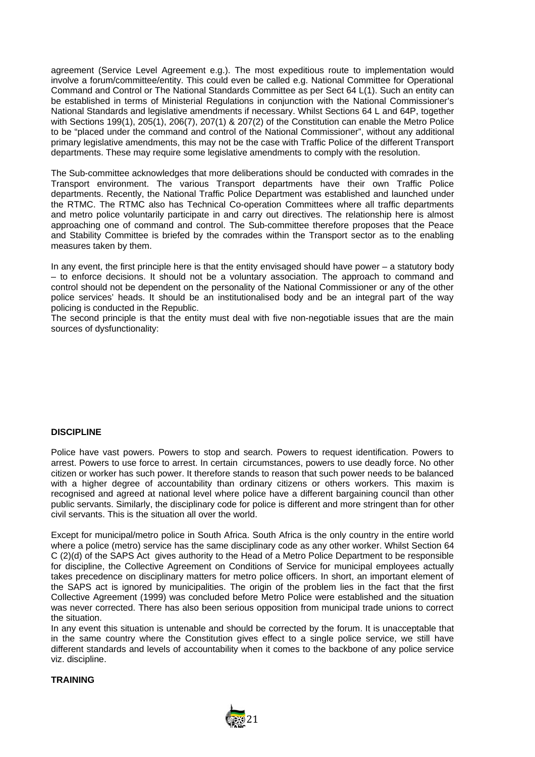agreement (Service Level Agreement e.g.). The most expeditious route to implementation would involve a forum/committee/entity. This could even be called e.g. National Committee for Operational Command and Control or The National Standards Committee as per Sect 64 L(1). Such an entity can be established in terms of Ministerial Regulations in conjunction with the National Commissioner's National Standards and legislative amendments if necessary. Whilst Sections 64 L and 64P, together with Sections 199(1), 205(1), 206(7), 207(1) & 207(2) of the Constitution can enable the Metro Police to be "placed under the command and control of the National Commissioner", without any additional primary legislative amendments, this may not be the case with Traffic Police of the different Transport departments. These may require some legislative amendments to comply with the resolution.

The Sub-committee acknowledges that more deliberations should be conducted with comrades in the Transport environment. The various Transport departments have their own Traffic Police departments. Recently, the National Traffic Police Department was established and launched under the RTMC. The RTMC also has Technical Co-operation Committees where all traffic departments and metro police voluntarily participate in and carry out directives. The relationship here is almost approaching one of command and control. The Sub-committee therefore proposes that the Peace and Stability Committee is briefed by the comrades within the Transport sector as to the enabling measures taken by them.

In any event, the first principle here is that the entity envisaged should have power – a statutory body – to enforce decisions. It should not be a voluntary association. The approach to command and control should not be dependent on the personality of the National Commissioner or any of the other police services' heads. It should be an institutionalised body and be an integral part of the way policing is conducted in the Republic.

The second principle is that the entity must deal with five non-negotiable issues that are the main sources of dysfunctionality:

**DISCIPLINE**

Police have vast powers. Powers to stop and search. Powers to request identification. Powers to arrest. Powers to use force to arrest. In certain circumstances, powers to use deadly force. No other citizen or worker has such power. It therefore stands to reason that such power needs to be balanced with a higher degree of accountability than ordinary citizens or others workers. This maxim is recognised and agreed at national level where police have a different bargaining council than other public servants. Similarly, the disciplinary code for police is different and more stringent than for other civil servants. This is the situation all over the world.

Except for municipal/metro police in South Africa. South Africa is the only country in the entire world where a police (metro) service has the same disciplinary code as any other worker. Whilst Section 64 C (2)(d) of the SAPS Act gives authority to the Head of a Metro Police Department to be responsible for discipline, the Collective Agreement on Conditions of Service for municipal employees actually takes precedence on disciplinary matters for metro police officers. In short, an important element of the SAPS act is ignored by municipalities. The origin of the problem lies in the fact that the first Collective Agreement (1999) was concluded before Metro Police were established and the situation was never corrected. There has also been serious opposition from municipal trade unions to correct the situation.

In any event this situation is untenable and should be corrected by the forum. It is unacceptable that in the same country where the Constitution gives effect to a single police service, we still have different standards and levels of accountability when it comes to the backbone of any police service viz. discipline.

**TRAINING**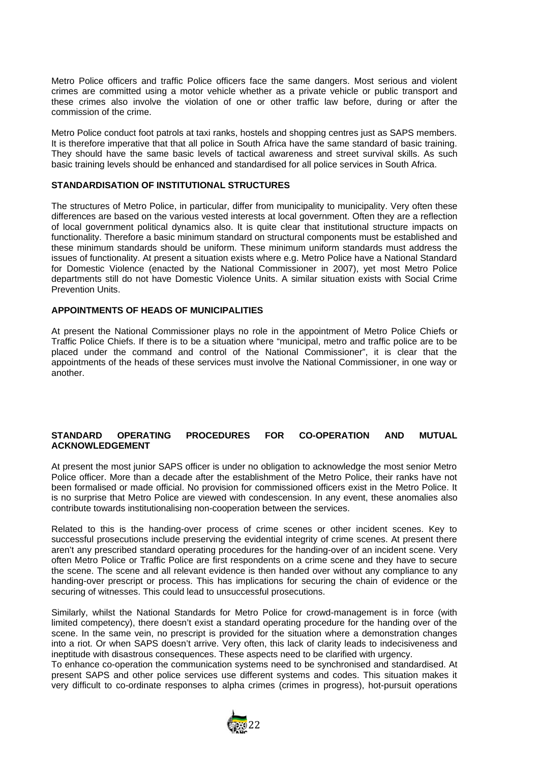Metro Police officers and traffic Police officers face the same dangers. Most serious and violent crimes are committed using a motor vehicle whether as a private vehicle or public transport and these crimes also involve the violation of one or other traffic law before, during or after the commission of the crime.

Metro Police conduct foot patrols at taxi ranks, hostels and shopping centres just as SAPS members. It is therefore imperative that that all police in South Africa have the same standard of basic training. They should have the same basic levels of tactical awareness and street survival skills. As such basic training levels should be enhanced and standardised for all police services in South Africa.

**STANDARDISATION OF INSTITUTIONAL STRUCTURES**

The structures of Metro Police, in particular, differ from municipality to municipality. Very often these differences are based on the various vested interests at local government. Often they are a reflection of local government political dynamics also. It is quite clear that institutional structure impacts on functionality. Therefore a basic minimum standard on structural components must be established and these minimum standards should be uniform. These minimum uniform standards must address the issues of functionality. At present a situation exists where e.g. Metro Police have a National Standard for Domestic Violence (enacted by the National Commissioner in 2007), yet most Metro Police departments still do not have Domestic Violence Units. A similar situation exists with Social Crime Prevention Units.

**APPOINTMENTS OF HEADS OF MUNICIPALITIES**

At present the National Commissioner plays no role in the appointment of Metro Police Chiefs or Traffic Police Chiefs. If there is to be a situation where "municipal, metro and traffic police are to be placed under the command and control of the National Commissioner", it is clear that the appointments of the heads of these services must involve the National Commissioner, in one way or another.

**STANDARD OPERATING PROCEDURES FOR CO-OPERATION AND MUTUAL ACKNOWLEDGEMENT**

At present the most junior SAPS officer is under no obligation to acknowledge the most senior Metro Police officer. More than a decade after the establishment of the Metro Police, their ranks have not been formalised or made official. No provision for commissioned officers exist in the Metro Police. It is no surprise that Metro Police are viewed with condescension. In any event, these anomalies also contribute towards institutionalising non-cooperation between the services.

Related to this is the handing-over process of crime scenes or other incident scenes. Key to successful prosecutions include preserving the evidential integrity of crime scenes. At present there aren't any prescribed standard operating procedures for the handing-over of an incident scene. Very often Metro Police or Traffic Police are first respondents on a crime scene and they have to secure the scene. The scene and all relevant evidence is then handed over without any compliance to any handing-over prescript or process. This has implications for securing the chain of evidence or the securing of witnesses. This could lead to unsuccessful prosecutions.

Similarly, whilst the National Standards for Metro Police for crowd-management is in force (with limited competency), there doesn't exist a standard operating procedure for the handing over of the scene. In the same vein, no prescript is provided for the situation where a demonstration changes into a riot. Or when SAPS doesn't arrive. Very often, this lack of clarity leads to indecisiveness and ineptitude with disastrous consequences. These aspects need to be clarified with urgency.
To enhance co-operation the communication systems need to be synchronised and standardised. At present SAPS and other police services use different systems and codes. This situation makes it very difficult to co-ordinate responses to alpha crimes (crimes in progress), hot-pursuit operations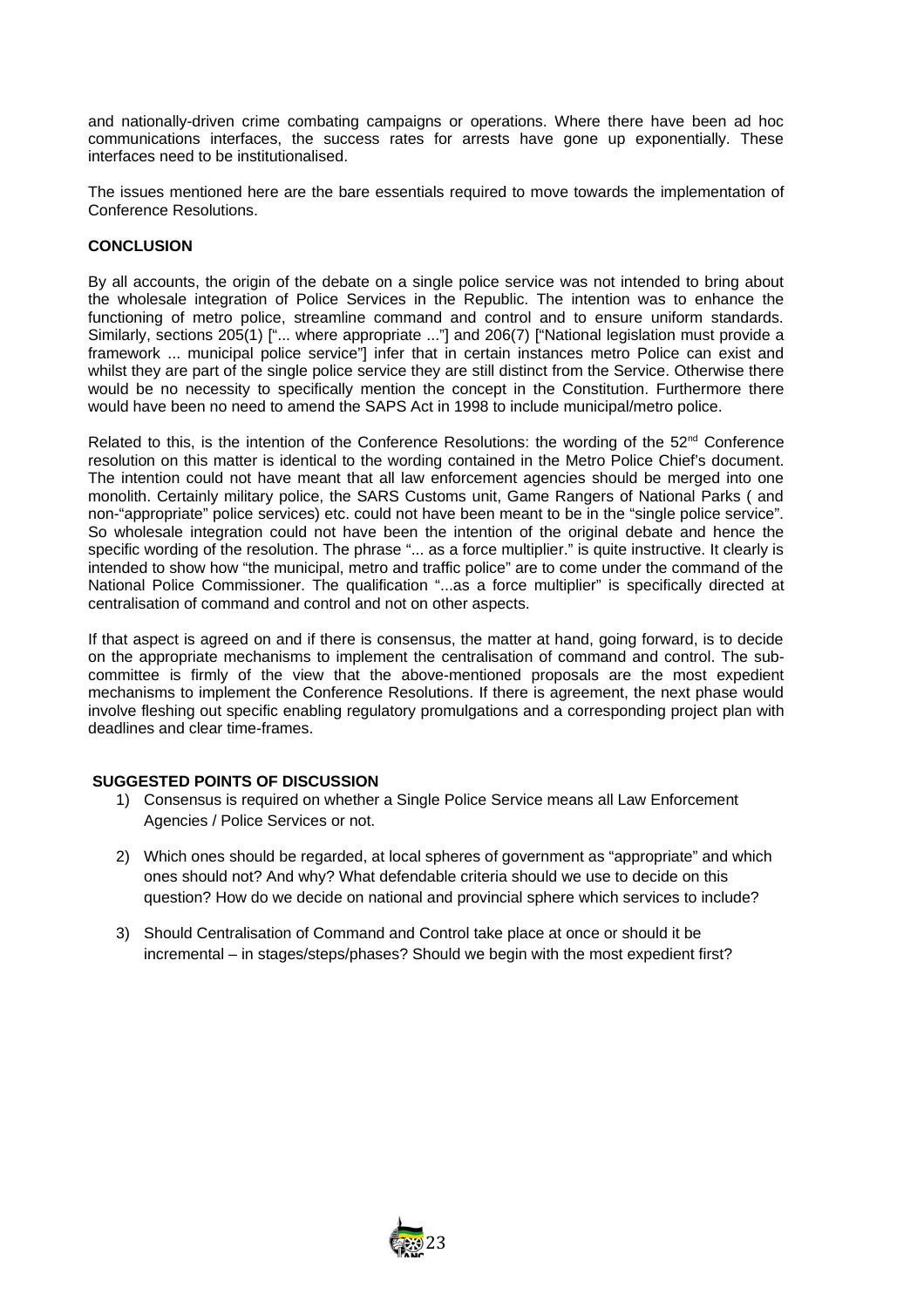and nationally-driven crime combating campaigns or operations. Where there have been ad hoc communications interfaces, the success rates for arrests have gone up exponentially. These interfaces need to be institutionalised.

The issues mentioned here are the bare essentials required to move towards the implementation of Conference Resolutions.

**CONCLUSION**

By all accounts, the origin of the debate on a single police service was not intended to bring about the wholesale integration of Police Services in the Republic. The intention was to enhance the functioning of metro police, streamline command and control and to ensure uniform standards. Similarly, sections 205(1) ["... where appropriate ..."] and 206(7) ["National legislation must provide a framework ... municipal police service"] infer that in certain instances metro Police can exist and whilst they are part of the single police service they are still distinct from the Service. Otherwise there would be no necessity to specifically mention the concept in the Constitution. Furthermore there would have been no need to amend the SAPS Act in 1998 to include municipal/metro police.

Related to this, is the intention of the Conference Resolutions: the wording of the 52nd Conference resolution on this matter is identical to the wording contained in the Metro Police Chief's document. The intention could not have meant that all law enforcement agencies should be merged into one monolith. Certainly military police, the SARS Customs unit, Game Rangers of National Parks ( and non-"appropriate" police services) etc. could not have been meant to be in the "single police service". So wholesale integration could not have been the intention of the original debate and hence the specific wording of the resolution. The phrase "... as a force multiplier." is quite instructive. It clearly is intended to show how "the municipal, metro and traffic police" are to come under the command of the National Police Commissioner. The qualification "...as a force multiplier" is specifically directed at centralisation of command and control and not on other aspects.

If that aspect is agreed on and if there is consensus, the matter at hand, going forward, is to decide on the appropriate mechanisms to implement the centralisation of command and control. The sub-committee is firmly of the view that the above-mentioned proposals are the most expedient mechanisms to implement the Conference Resolutions. If there is agreement, the next phase would involve fleshing out specific enabling regulatory promulgations and a corresponding project plan with deadlines and clear time-frames.

**SUGGESTED POINTS OF DISCUSSION**

1) Consensus is required on whether a Single Police Service means all Law Enforcement Agencies / Police Services or not.

2) Which ones should be regarded, at local spheres of government as "appropriate" and which ones should not? And why? What defendable criteria should we use to decide on this question? How do we decide on national and provincial sphere which services to include?

3) Should Centralisation of Command and Control take place at once or should it be incremental – in stages/steps/phases? Should we begin with the most expedient first?